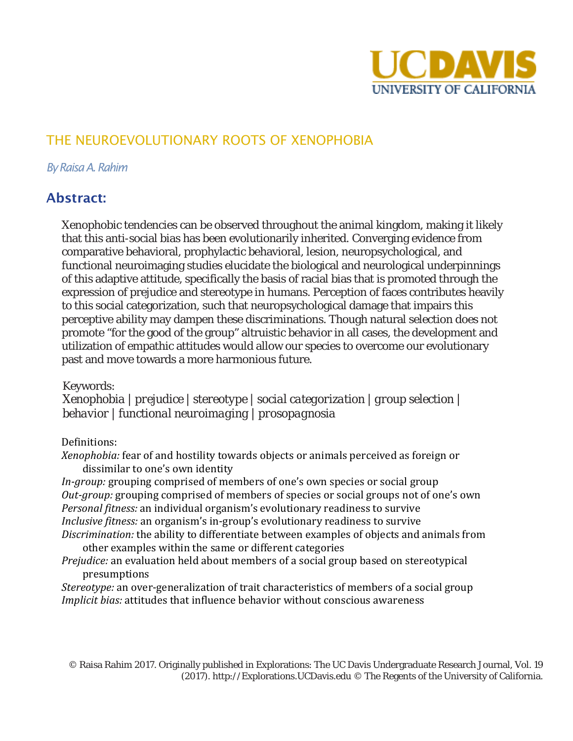UC DAVIS
UNIVERSITY OF CALIFORNIA

# THE NEUROEVOLUTIONARY ROOTS OF XENOPHOBIA

*By Raisa A. Rahim*

## Abstract:

Xenophobic tendencies can be observed throughout the animal kingdom, making it likely that this anti-social bias has been evolutionarily inherited. Converging evidence from comparative behavioral, prophylactic behavioral, lesion, neuropsychological, and functional neuroimaging studies elucidate the biological and neurological underpinnings of this adaptive attitude, specifically the basis of racial bias that is promoted through the expression of prejudice and stereotype in humans. Perception of faces contributes heavily to this social categorization, such that neuropsychological damage that impairs this perceptive ability may dampen these discriminations. Though natural selection does not promote "for the good of the group" altruistic behavior in all cases, the development and utilization of empathic attitudes would allow our species to overcome our evolutionary past and move towards a more harmonious future.

Keywords:
*Xenophobia | prejudice | stereotype | social categorization | group selection | behavior | functional neuroimaging | prosopagnosia*

Definitions:

*Xenophobia:* fear of and hostility towards objects or animals perceived as foreign or dissimilar to one's own identity
*In-group:* grouping comprised of members of one's own species or social group
*Out-group:* grouping comprised of members of species or social groups not of one's own
*Personal fitness:* an individual organism's evolutionary readiness to survive
*Inclusive fitness:* an organism's in-group's evolutionary readiness to survive
*Discrimination:* the ability to differentiate between examples of objects and animals from other examples within the same or different categories
*Prejudice:* an evaluation held about members of a social group based on stereotypical presumptions
*Stereotype:* an over-generalization of trait characteristics of members of a social group
*Implicit bias:* attitudes that influence behavior without conscious awareness

© Raisa Rahim 2017. Originally published in Explorations: The UC Davis Undergraduate Research Journal, Vol. 19 (2017). http://Explorations.UCDavis.edu © The Regents of the University of California.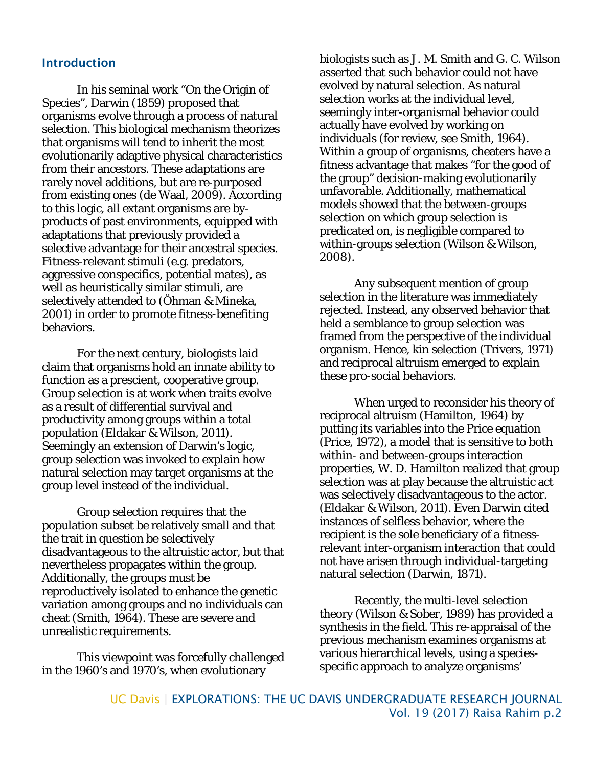## Introduction

In his seminal work "On the Origin of Species", Darwin (1859) proposed that organisms evolve through a process of natural selection. This biological mechanism theorizes that organisms will tend to inherit the most evolutionarily adaptive physical characteristics from their ancestors. These adaptations are rarely novel additions, but are re-purposed from existing ones (de Waal, 2009). According to this logic, all extant organisms are by-products of past environments, equipped with adaptations that previously provided a selective advantage for their ancestral species. Fitness-relevant stimuli (e.g. predators, aggressive conspecifics, potential mates), as well as heuristically similar stimuli, are selectively attended to (Öhman & Mineka, 2001) in order to promote fitness-benefiting behaviors.

For the next century, biologists laid claim that organisms hold an innate ability to function as a prescient, cooperative group. Group selection is at work when traits evolve as a result of differential survival and productivity among groups within a total population (Eldakar & Wilson, 2011). Seemingly an extension of Darwin's logic, group selection was invoked to explain how natural selection may target organisms at the group level instead of the individual.

Group selection requires that the population subset be relatively small and that the trait in question be selectively disadvantageous to the altruistic actor, but that nevertheless propagates within the group. Additionally, the groups must be reproductively isolated to enhance the genetic variation among groups and no individuals can cheat (Smith, 1964). These are severe and unrealistic requirements.

This viewpoint was forcefully challenged in the 1960's and 1970's, when evolutionary biologists such as J. M. Smith and G. C. Wilson asserted that such behavior could not have evolved by natural selection. As natural selection works at the individual level, seemingly inter-organismal behavior could actually have evolved by working on individuals (for review, see Smith, 1964). Within a group of organisms, cheaters have a fitness advantage that makes "for the good of the group" decision-making evolutionarily unfavorable. Additionally, mathematical models showed that the between-groups selection on which group selection is predicated on, is negligible compared to within-groups selection (Wilson & Wilson, 2008).

Any subsequent mention of group selection in the literature was immediately rejected. Instead, any observed behavior that held a semblance to group selection was framed from the perspective of the individual organism. Hence, kin selection (Trivers, 1971) and reciprocal altruism emerged to explain these pro-social behaviors.

When urged to reconsider his theory of reciprocal altruism (Hamilton, 1964) by putting its variables into the Price equation (Price, 1972), a model that is sensitive to both within- and between-groups interaction properties, W. D. Hamilton realized that group selection was at play because the altruistic act was selectively disadvantageous to the actor. (Eldakar & Wilson, 2011). Even Darwin cited instances of selfless behavior, where the recipient is the sole beneficiary of a fitness-relevant inter-organism interaction that could not have arisen through individual-targeting natural selection (Darwin, 1871).

Recently, the multi-level selection theory (Wilson & Sober, 1989) has provided a synthesis in the field. This re-appraisal of the previous mechanism examines organisms at various hierarchical levels, using a species-specific approach to analyze organisms'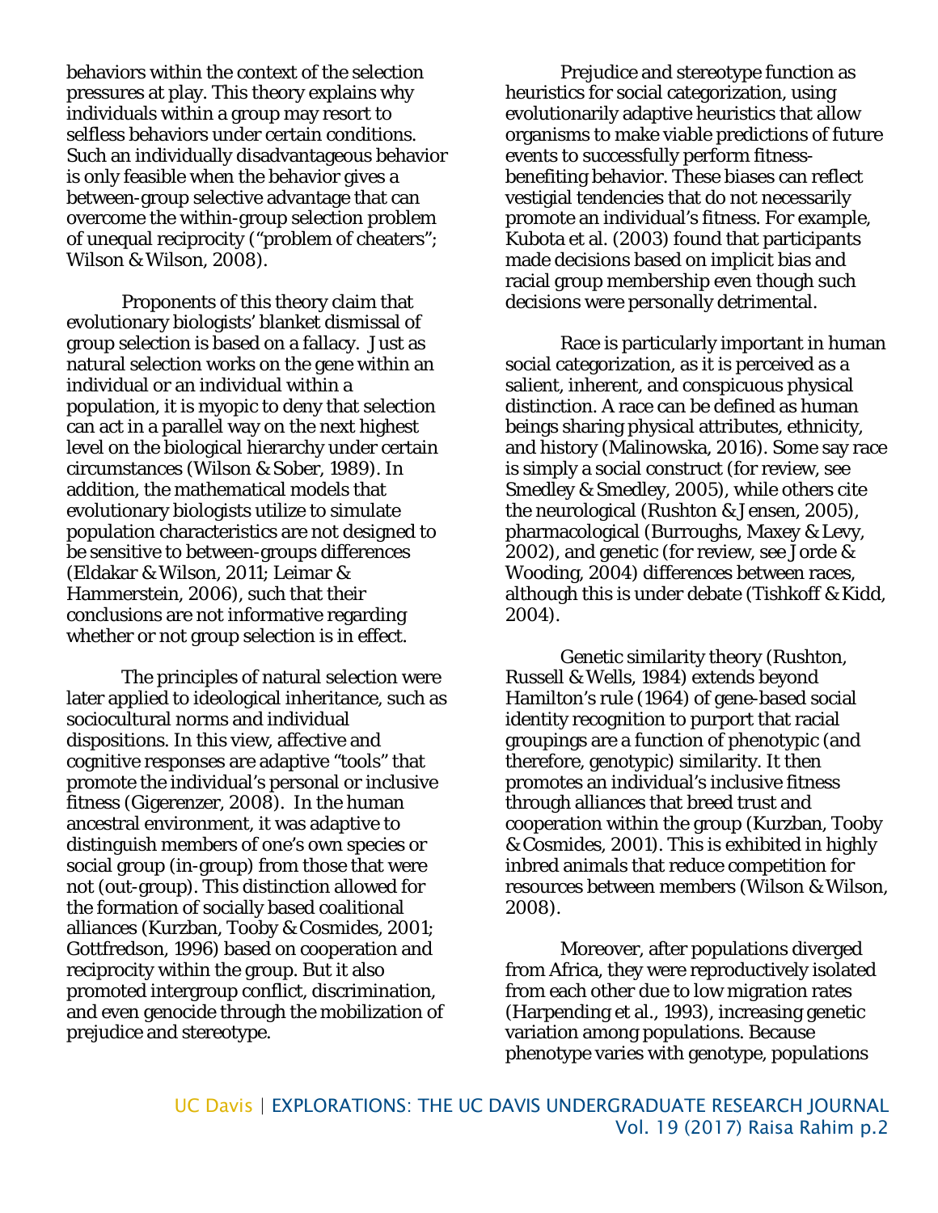behaviors within the context of the selection pressures at play. This theory explains why individuals within a group may resort to selfless behaviors under certain conditions. Such an individually disadvantageous behavior is only feasible when the behavior gives a between-group selective advantage that can overcome the within-group selection problem of unequal reciprocity ("problem of cheaters"; Wilson & Wilson, 2008).

Proponents of this theory claim that evolutionary biologists' blanket dismissal of group selection is based on a fallacy. Just as natural selection works on the gene within an individual or an individual within a population, it is myopic to deny that selection can act in a parallel way on the next highest level on the biological hierarchy under certain circumstances (Wilson & Sober, 1989). In addition, the mathematical models that evolutionary biologists utilize to simulate population characteristics are not designed to be sensitive to between-groups differences (Eldakar & Wilson, 2011; Leimar & Hammerstein, 2006), such that their conclusions are not informative regarding whether or not group selection is in effect.

The principles of natural selection were later applied to ideological inheritance, such as sociocultural norms and individual dispositions. In this view, affective and cognitive responses are adaptive "tools" that promote the individual's personal or inclusive fitness (Gigerenzer, 2008). In the human ancestral environment, it was adaptive to distinguish members of one's own species or social group (in-group) from those that were not (out-group). This distinction allowed for the formation of socially based coalitional alliances (Kurzban, Tooby & Cosmides, 2001; Gottfredson, 1996) based on cooperation and reciprocity within the group. But it also promoted intergroup conflict, discrimination, and even genocide through the mobilization of prejudice and stereotype.

Prejudice and stereotype function as heuristics for social categorization, using evolutionarily adaptive heuristics that allow organisms to make viable predictions of future events to successfully perform fitness-benefiting behavior. These biases can reflect vestigial tendencies that do not necessarily promote an individual's fitness. For example, Kubota et al. (2003) found that participants made decisions based on implicit bias and racial group membership even though such decisions were personally detrimental.

Race is particularly important in human social categorization, as it is perceived as a salient, inherent, and conspicuous physical distinction. A race can be defined as human beings sharing physical attributes, ethnicity, and history (Malinowska, 2016). Some say race is simply a social construct (for review, see Smedley & Smedley, 2005), while others cite the neurological (Rushton & Jensen, 2005), pharmacological (Burroughs, Maxey & Levy, 2002), and genetic (for review, see Jorde & Wooding, 2004) differences between races, although this is under debate (Tishkoff & Kidd, 2004).

Genetic similarity theory (Rushton, Russell & Wells, 1984) extends beyond Hamilton's rule (1964) of gene-based social identity recognition to purport that racial groupings are a function of phenotypic (and therefore, genotypic) similarity. It then promotes an individual's inclusive fitness through alliances that breed trust and cooperation within the group (Kurzban, Tooby & Cosmides, 2001). This is exhibited in highly inbred animals that reduce competition for resources between members (Wilson & Wilson, 2008).

Moreover, after populations diverged from Africa, they were reproductively isolated from each other due to low migration rates (Harpending et al., 1993), increasing genetic variation among populations. Because phenotype varies with genotype, populations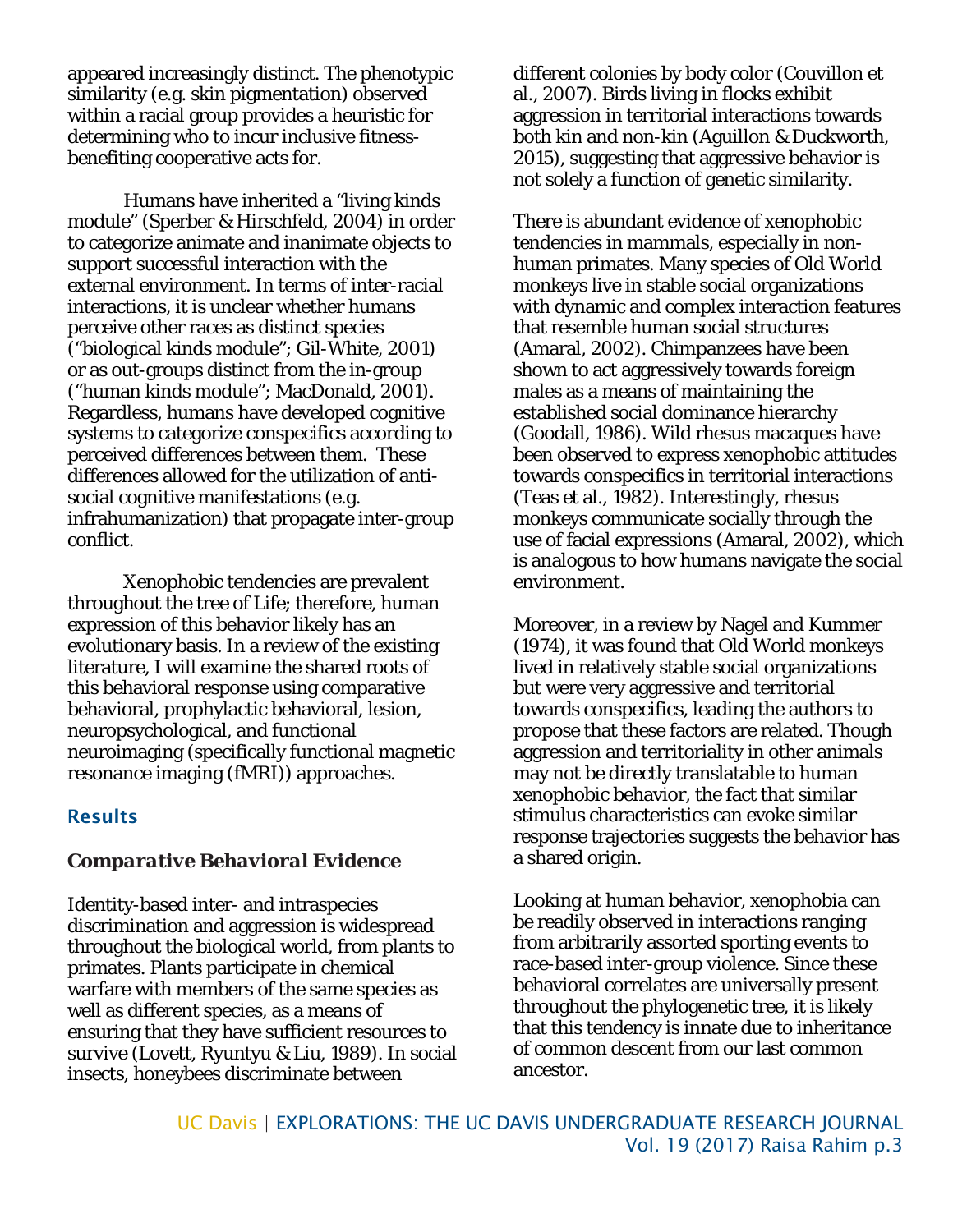appeared increasingly distinct. The phenotypic similarity (e.g. skin pigmentation) observed within a racial group provides a heuristic for determining who to incur inclusive fitness-benefiting cooperative acts for.

Humans have inherited a "living kinds module" (Sperber & Hirschfeld, 2004) in order to categorize animate and inanimate objects to support successful interaction with the external environment. In terms of inter-racial interactions, it is unclear whether humans perceive other races as distinct species ("biological kinds module"; Gil-White, 2001) or as out-groups distinct from the in-group ("human kinds module"; MacDonald, 2001). Regardless, humans have developed cognitive systems to categorize conspecifics according to perceived differences between them. These differences allowed for the utilization of anti-social cognitive manifestations (e.g. infrahumanization) that propagate inter-group conflict.

Xenophobic tendencies are prevalent throughout the tree of Life; therefore, human expression of this behavior likely has an evolutionary basis. In a review of the existing literature, I will examine the shared roots of this behavioral response using comparative behavioral, prophylactic behavioral, lesion, neuropsychological, and functional neuroimaging (specifically functional magnetic resonance imaging (fMRI)) approaches.

## Results

### *Comparative Behavioral Evidence*

Identity-based inter- and intraspecies discrimination and aggression is widespread throughout the biological world, from plants to primates. Plants participate in chemical warfare with members of the same species as well as different species, as a means of ensuring that they have sufficient resources to survive (Lovett, Ryuntyu & Liu, 1989). In social insects, honeybees discriminate between different colonies by body color (Couvillon et al., 2007). Birds living in flocks exhibit aggression in territorial interactions towards both kin and non-kin (Aguillon & Duckworth, 2015), suggesting that aggressive behavior is not solely a function of genetic similarity.

There is abundant evidence of xenophobic tendencies in mammals, especially in non-human primates. Many species of Old World monkeys live in stable social organizations with dynamic and complex interaction features that resemble human social structures (Amaral, 2002). Chimpanzees have been shown to act aggressively towards foreign males as a means of maintaining the established social dominance hierarchy (Goodall, 1986). Wild rhesus macaques have been observed to express xenophobic attitudes towards conspecifics in territorial interactions (Teas et al., 1982). Interestingly, rhesus monkeys communicate socially through the use of facial expressions (Amaral, 2002), which is analogous to how humans navigate the social environment.

Moreover, in a review by Nagel and Kummer (1974), it was found that Old World monkeys lived in relatively stable social organizations but were very aggressive and territorial towards conspecifics, leading the authors to propose that these factors are related. Though aggression and territoriality in other animals may not be directly translatable to human xenophobic behavior, the fact that similar stimulus characteristics can evoke similar response trajectories suggests the behavior has a shared origin.

Looking at human behavior, xenophobia can be readily observed in interactions ranging from arbitrarily assorted sporting events to race-based inter-group violence. Since these behavioral correlates are universally present throughout the phylogenetic tree, it is likely that this tendency is innate due to inheritance of common descent from our last common ancestor.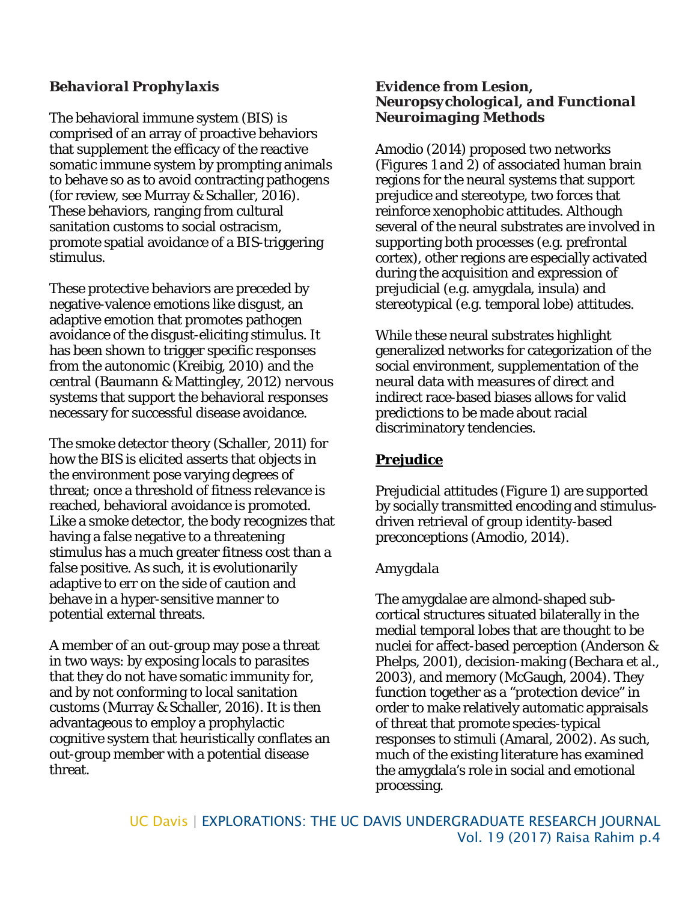### *Behavioral Prophylaxis*

The behavioral immune system (BIS) is comprised of an array of proactive behaviors that supplement the efficacy of the reactive somatic immune system by prompting animals to behave so as to avoid contracting pathogens (for review, see Murray & Schaller, 2016). These behaviors, ranging from cultural sanitation customs to social ostracism, promote spatial avoidance of a BIS-triggering stimulus.

These protective behaviors are preceded by negative-valence emotions like disgust, an adaptive emotion that promotes pathogen avoidance of the disgust-eliciting stimulus. It has been shown to trigger specific responses from the autonomic (Kreibig, 2010) and the central (Baumann & Mattingley, 2012) nervous systems that support the behavioral responses necessary for successful disease avoidance.

The smoke detector theory (Schaller, 2011) for how the BIS is elicited asserts that objects in the environment pose varying degrees of threat; once a threshold of fitness relevance is reached, behavioral avoidance is promoted. Like a smoke detector, the body recognizes that having a false negative to a threatening stimulus has a much greater fitness cost than a false positive. As such, it is evolutionarily adaptive to err on the side of caution and behave in a hyper-sensitive manner to potential external threats.

A member of an out-group may pose a threat in two ways: by exposing locals to parasites that they do not have somatic immunity for, and by not conforming to local sanitation customs (Murray & Schaller, 2016). It is then advantageous to employ a prophylactic cognitive system that heuristically conflates an out-group member with a potential disease threat.

### *Evidence from Lesion, Neuropsychological, and Functional Neuroimaging Methods*

Amodio (2014) proposed two networks (Figures 1 and 2) of associated human brain regions for the neural systems that support prejudice and stereotype, two forces that reinforce xenophobic attitudes. Although several of the neural substrates are involved in supporting both processes (e.g. prefrontal cortex), other regions are especially activated during the acquisition and expression of prejudicial (e.g. amygdala, insula) and stereotypical (e.g. temporal lobe) attitudes.

While these neural substrates highlight generalized networks for categorization of the social environment, supplementation of the neural data with measures of direct and indirect race-based biases allows for valid predictions to be made about racial discriminatory tendencies.

## **Prejudice**

Prejudicial attitudes (Figure 1) are supported by socially transmitted encoding and stimulus-driven retrieval of group identity-based preconceptions (Amodio, 2014).

*Amygdala*

The amygdalae are almond-shaped sub-cortical structures situated bilaterally in the medial temporal lobes that are thought to be nuclei for affect-based perception (Anderson & Phelps, 2001), decision-making (Bechara et al., 2003), and memory (McGaugh, 2004). They function together as a "protection device" in order to make relatively automatic appraisals of threat that promote species-typical responses to stimuli (Amaral, 2002). As such, much of the existing literature has examined the amygdala's role in social and emotional processing.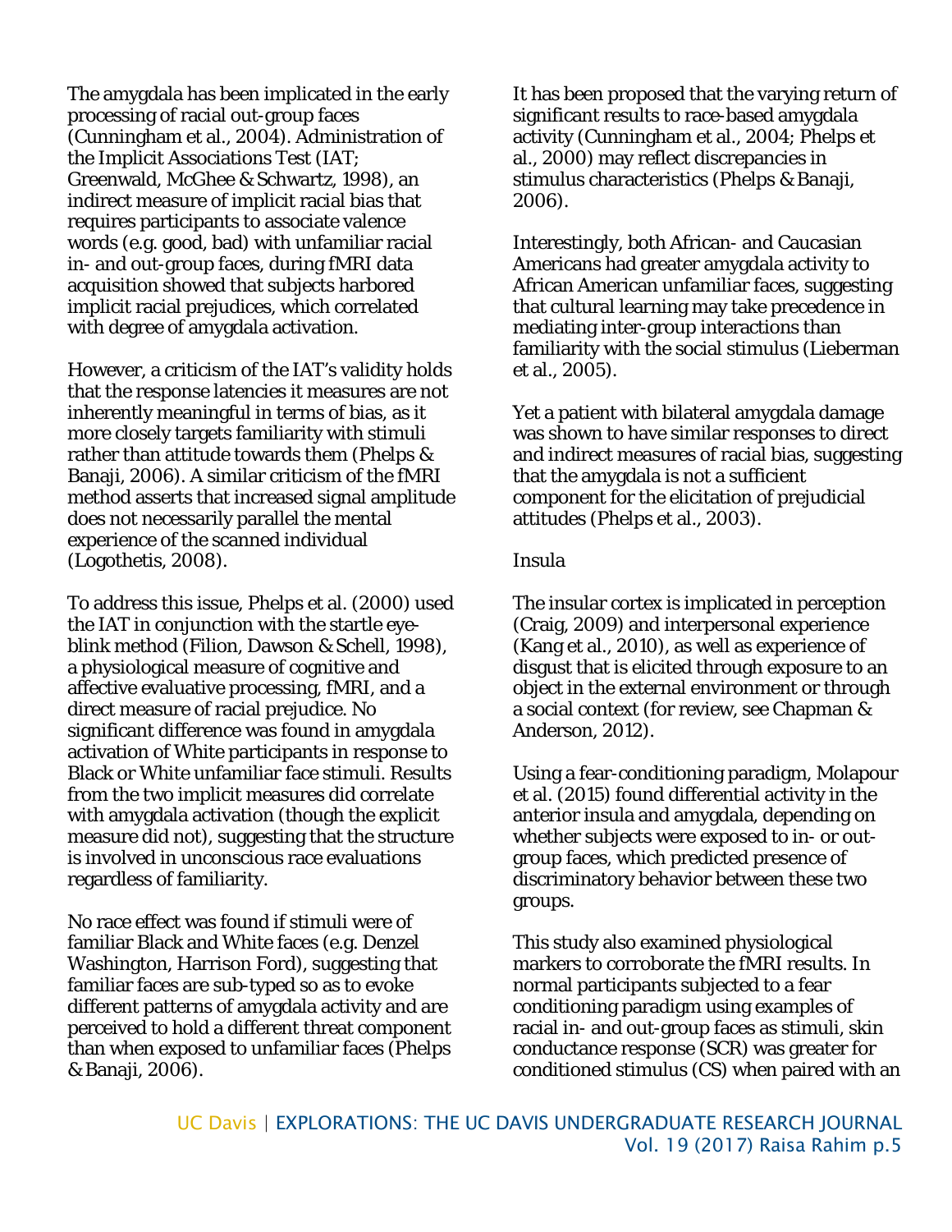The amygdala has been implicated in the early processing of racial out-group faces (Cunningham et al., 2004). Administration of the Implicit Associations Test (IAT; Greenwald, McGhee & Schwartz, 1998), an indirect measure of implicit racial bias that requires participants to associate valence words (e.g. good, bad) with unfamiliar racial in- and out-group faces, during fMRI data acquisition showed that subjects harbored implicit racial prejudices, which correlated with degree of amygdala activation.

However, a criticism of the IAT's validity holds that the response latencies it measures are not inherently meaningful in terms of bias, as it more closely targets familiarity with stimuli rather than attitude towards them (Phelps & Banaji, 2006). A similar criticism of the fMRI method asserts that increased signal amplitude does not necessarily parallel the mental experience of the scanned individual (Logothetis, 2008).

To address this issue, Phelps et al. (2000) used the IAT in conjunction with the startle eye-blink method (Filion, Dawson & Schell, 1998), a physiological measure of cognitive and affective evaluative processing, fMRI, and a direct measure of racial prejudice. No significant difference was found in amygdala activation of White participants in response to Black or White unfamiliar face stimuli. Results from the two implicit measures did correlate with amygdala activation (though the explicit measure did not), suggesting that the structure is involved in unconscious race evaluations regardless of familiarity.

No race effect was found if stimuli were of familiar Black and White faces (e.g. Denzel Washington, Harrison Ford), suggesting that familiar faces are sub-typed so as to evoke different patterns of amygdala activity and are perceived to hold a different threat component than when exposed to unfamiliar faces (Phelps & Banaji, 2006).

It has been proposed that the varying return of significant results to race-based amygdala activity (Cunningham et al., 2004; Phelps et al., 2000) may reflect discrepancies in stimulus characteristics (Phelps & Banaji, 2006).

Interestingly, both African- and Caucasian Americans had greater amygdala activity to African American unfamiliar faces, suggesting that cultural learning may take precedence in mediating inter-group interactions than familiarity with the social stimulus (Lieberman et al., 2005).

Yet a patient with bilateral amygdala damage was shown to have similar responses to direct and indirect measures of racial bias, suggesting that the amygdala is not a sufficient component for the elicitation of prejudicial attitudes (Phelps et al., 2003).

### Insula

The insular cortex is implicated in perception (Craig, 2009) and interpersonal experience (Kang et al., 2010), as well as experience of disgust that is elicited through exposure to an object in the external environment or through a social context (for review, see Chapman & Anderson, 2012).

Using a fear-conditioning paradigm, Molapour et al. (2015) found differential activity in the anterior insula and amygdala, depending on whether subjects were exposed to in- or out-group faces, which predicted presence of discriminatory behavior between these two groups.

This study also examined physiological markers to corroborate the fMRI results. In normal participants subjected to a fear conditioning paradigm using examples of racial in- and out-group faces as stimuli, skin conductance response (SCR) was greater for conditioned stimulus (CS) when paired with an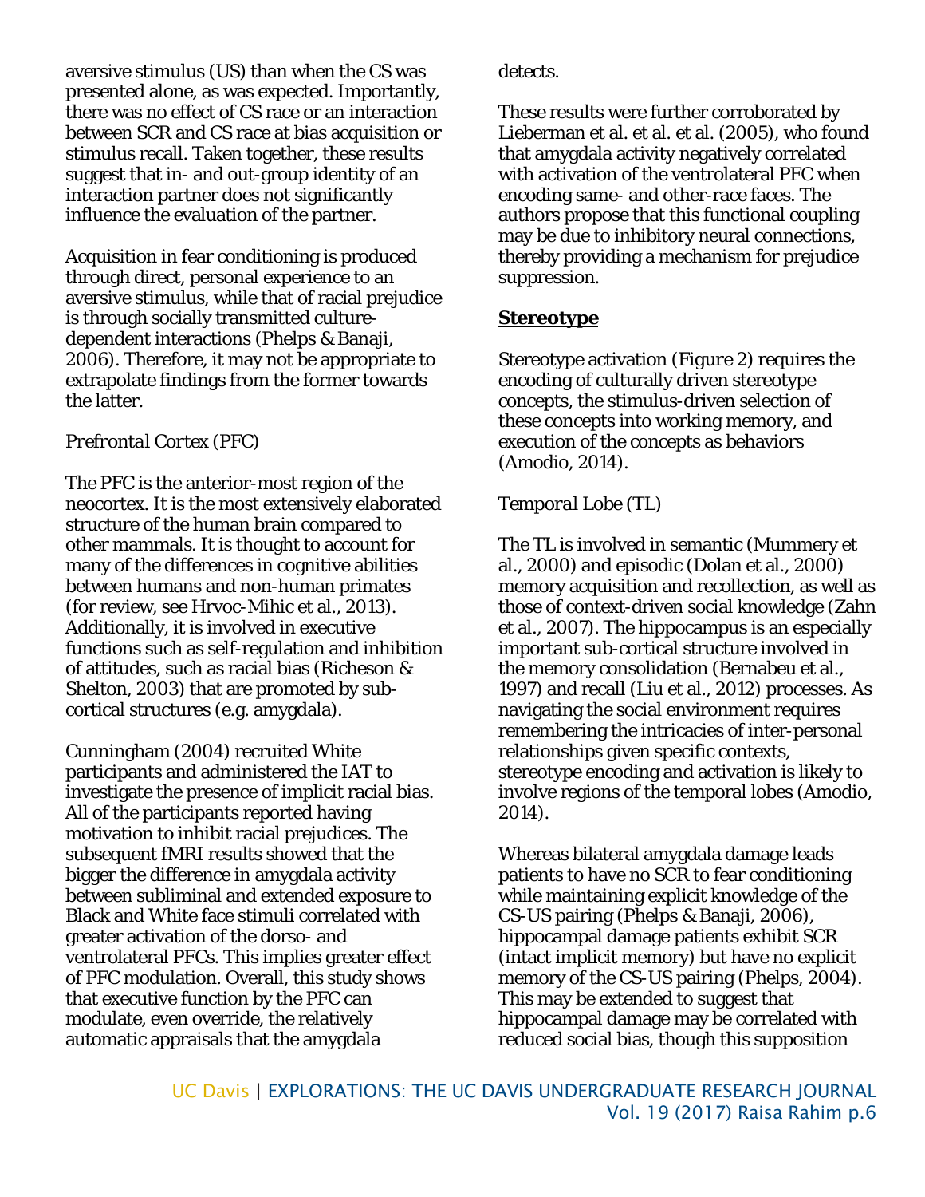aversive stimulus (US) than when the CS was presented alone, as was expected. Importantly, there was no effect of CS race or an interaction between SCR and CS race at bias acquisition or stimulus recall. Taken together, these results suggest that in- and out-group identity of an interaction partner does not significantly influence the evaluation of the partner.

Acquisition in fear conditioning is produced through direct, personal experience to an aversive stimulus, while that of racial prejudice is through socially transmitted culture-dependent interactions (Phelps & Banaji, 2006). Therefore, it may not be appropriate to extrapolate findings from the former towards the latter.

*Prefrontal Cortex (PFC)*

The PFC is the anterior-most region of the neocortex. It is the most extensively elaborated structure of the human brain compared to other mammals. It is thought to account for many of the differences in cognitive abilities between humans and non-human primates (for review, see Hrvoc-Mihic et al., 2013). Additionally, it is involved in executive functions such as self-regulation and inhibition of attitudes, such as racial bias (Richeson & Shelton, 2003) that are promoted by sub-cortical structures (e.g. amygdala).

Cunningham (2004) recruited White participants and administered the IAT to investigate the presence of implicit racial bias. All of the participants reported having motivation to inhibit racial prejudices. The subsequent fMRI results showed that the bigger the difference in amygdala activity between subliminal and extended exposure to Black and White face stimuli correlated with greater activation of the dorso- and ventrolateral PFCs. This implies greater effect of PFC modulation. Overall, this study shows that executive function by the PFC can modulate, even override, the relatively automatic appraisals that the amygdala detects.

These results were further corroborated by Lieberman et al. et al. et al. (2005), who found that amygdala activity negatively correlated with activation of the ventrolateral PFC when encoding same- and other-race faces. The authors propose that this functional coupling may be due to inhibitory neural connections, thereby providing a mechanism for prejudice suppression.

## Stereotype

Stereotype activation (*Figure 2*) requires the encoding of culturally driven stereotype concepts, the stimulus-driven selection of these concepts into working memory, and execution of the concepts as behaviors (Amodio, 2014).

*Temporal Lobe (TL)*

The TL is involved in semantic (Mummery et al., 2000) and episodic (Dolan et al., 2000) memory acquisition and recollection, as well as those of context-driven social knowledge (Zahn et al., 2007). The hippocampus is an especially important sub-cortical structure involved in the memory consolidation (Bernabeu et al., 1997) and recall (Liu et al., 2012) processes. As navigating the social environment requires remembering the intricacies of inter-personal relationships given specific contexts, stereotype encoding and activation is likely to involve regions of the temporal lobes (Amodio, 2014).

Whereas bilateral amygdala damage leads patients to have no SCR to fear conditioning while maintaining explicit knowledge of the CS-US pairing (Phelps & Banaji, 2006), hippocampal damage patients exhibit SCR (intact implicit memory) but have no explicit memory of the CS-US pairing (Phelps, 2004). This may be extended to suggest that hippocampal damage may be correlated with reduced social bias, though this supposition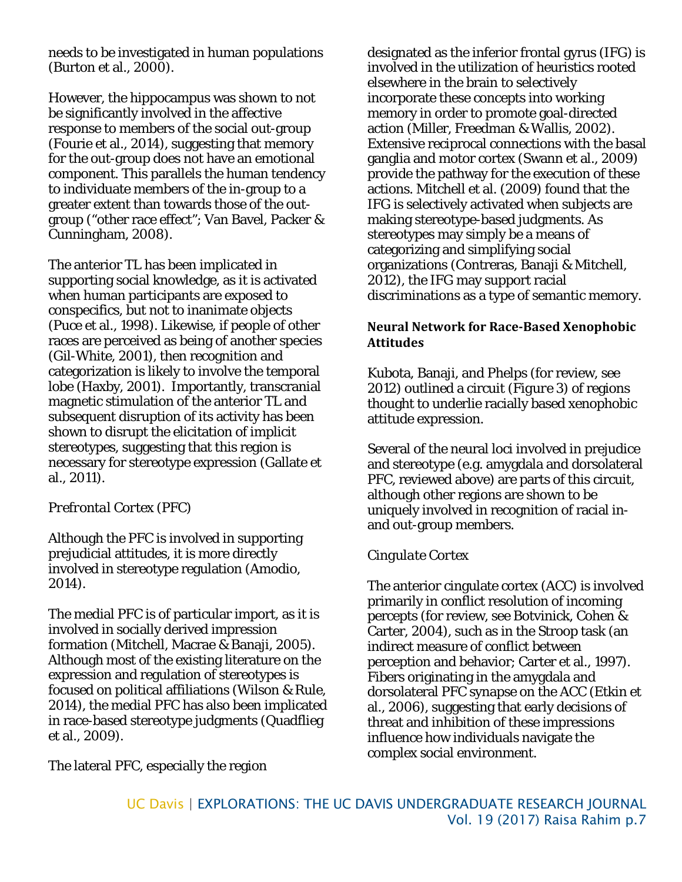needs to be investigated in human populations (Burton et al., 2000).

However, the hippocampus was shown to not be significantly involved in the affective response to members of the social out-group (Fourie et al., 2014), suggesting that memory for the out-group does not have an emotional component. This parallels the human tendency to individuate members of the in-group to a greater extent than towards those of the out-group ("other race effect"; Van Bavel, Packer & Cunningham, 2008).

The anterior TL has been implicated in supporting social knowledge, as it is activated when human participants are exposed to conspecifics, but not to inanimate objects (Puce et al., 1998). Likewise, if people of other races are perceived as being of another species (Gil-White, 2001), then recognition and categorization is likely to involve the temporal lobe (Haxby, 2001). Importantly, transcranial magnetic stimulation of the anterior TL and subsequent disruption of its activity has been shown to disrupt the elicitation of implicit stereotypes, suggesting that this region is necessary for stereotype expression (Gallate et al., 2011).

*Prefrontal Cortex (PFC)*

Although the PFC is involved in supporting prejudicial attitudes, it is more directly involved in stereotype regulation (Amodio, 2014).

The medial PFC is of particular import, as it is involved in socially derived impression formation (Mitchell, Macrae & Banaji, 2005). Although most of the existing literature on the expression and regulation of stereotypes is focused on political affiliations (Wilson & Rule, 2014), the medial PFC has also been implicated in race-based stereotype judgments (Quadflieg et al., 2009).

The lateral PFC, especially the region designated as the inferior frontal gyrus (IFG) is involved in the utilization of heuristics rooted elsewhere in the brain to selectively incorporate these concepts into working memory in order to promote goal-directed action (Miller, Freedman & Wallis, 2002). Extensive reciprocal connections with the basal ganglia and motor cortex (Swann et al., 2009) provide the pathway for the execution of these actions. Mitchell et al. (2009) found that the IFG is selectively activated when subjects are making stereotype-based judgments. As stereotypes may simply be a means of categorizing and simplifying social organizations (Contreras, Banaji & Mitchell, 2012), the IFG may support racial discriminations as a type of semantic memory.

### Neural Network for Race-Based Xenophobic Attitudes

Kubota, Banaji, and Phelps (for review, see 2012) outlined a circuit (*Figure 3*) of regions thought to underlie racially based xenophobic attitude expression.

Several of the neural loci involved in prejudice and stereotype (e.g. amygdala and dorsolateral PFC, reviewed above) are parts of this circuit, although other regions are shown to be uniquely involved in recognition of racial in- and out-group members.

*Cingulate Cortex*

The anterior cingulate cortex (ACC) is involved primarily in conflict resolution of incoming percepts (for review, see Botvinick, Cohen & Carter, 2004), such as in the Stroop task (an indirect measure of conflict between perception and behavior; Carter et al., 1997). Fibers originating in the amygdala and dorsolateral PFC synapse on the ACC (Etkin et al., 2006), suggesting that early decisions of threat and inhibition of these impressions influence how individuals navigate the complex social environment.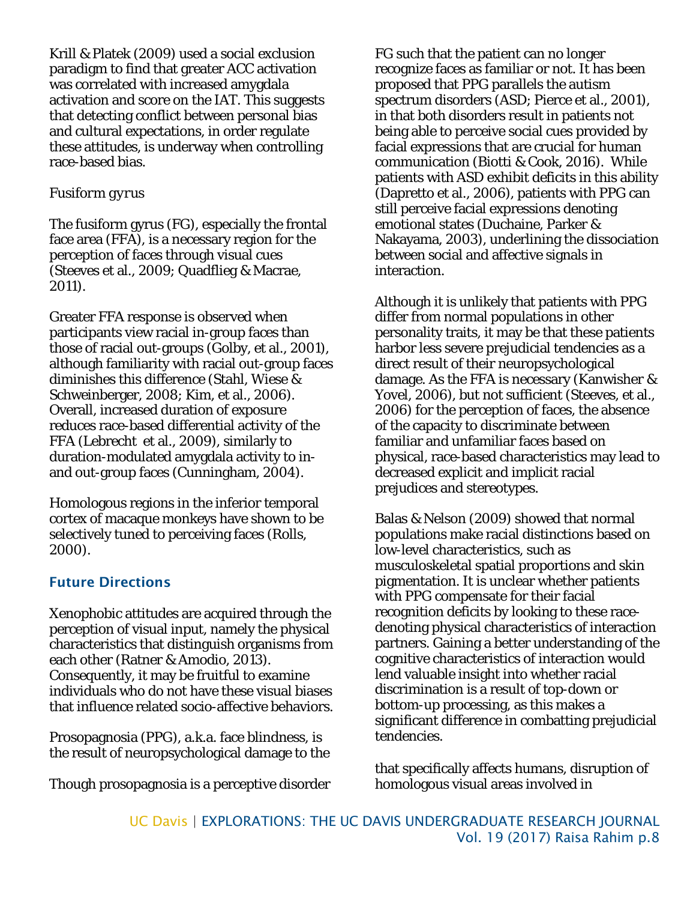Krill & Platek (2009) used a social exclusion paradigm to find that greater ACC activation was correlated with increased amygdala activation and score on the IAT. This suggests that detecting conflict between personal bias and cultural expectations, in order regulate these attitudes, is underway when controlling race-based bias.

*Fusiform gyrus*

The fusiform gyrus (FG), especially the frontal face area (FFA), is a necessary region for the perception of faces through visual cues (Steeves et al., 2009; Quadflieg & Macrae, 2011).

Greater FFA response is observed when participants view racial in-group faces than those of racial out-groups (Golby, et al., 2001), although familiarity with racial out-group faces diminishes this difference (Stahl, Wiese & Schweinberger, 2008; Kim, et al., 2006). Overall, increased duration of exposure reduces race-based differential activity of the FFA (Lebrecht et al., 2009), similarly to duration-modulated amygdala activity to in- and out-group faces (Cunningham, 2004).

Homologous regions in the inferior temporal cortex of macaque monkeys have shown to be selectively tuned to perceiving faces (Rolls, 2000).

## Future Directions

Xenophobic attitudes are acquired through the perception of visual input, namely the physical characteristics that distinguish organisms from each other (Ratner & Amodio, 2013). Consequently, it may be fruitful to examine individuals who do not have these visual biases that influence related socio-affective behaviors.

Prosopagnosia (PPG), a.k.a. face blindness, is the result of neuropsychological damage to the

Though prosopagnosia is a perceptive disorder

FG such that the patient can no longer recognize faces as familiar or not. It has been proposed that PPG parallels the autism spectrum disorders (ASD; Pierce et al., 2001), in that both disorders result in patients not being able to perceive social cues provided by facial expressions that are crucial for human communication (Biotti & Cook, 2016). While patients with ASD exhibit deficits in this ability (Dapretto et al., 2006), patients with PPG can still perceive facial expressions denoting emotional states (Duchaine, Parker & Nakayama, 2003), underlining the dissociation between social and affective signals in interaction.

Although it is unlikely that patients with PPG differ from normal populations in other personality traits, it may be that these patients harbor less severe prejudicial tendencies as a direct result of their neuropsychological damage. As the FFA is necessary (Kanwisher & Yovel, 2006), but not sufficient (Steeves, et al., 2006) for the perception of faces, the absence of the capacity to discriminate between familiar and unfamiliar faces based on physical, race-based characteristics may lead to decreased explicit and implicit racial prejudices and stereotypes.

Balas & Nelson (2009) showed that normal populations make racial distinctions based on low-level characteristics, such as musculoskeletal spatial proportions and skin pigmentation. It is unclear whether patients with PPG compensate for their facial recognition deficits by looking to these race-denoting physical characteristics of interaction partners. Gaining a better understanding of the cognitive characteristics of interaction would lend valuable insight into whether racial discrimination is a result of top-down or bottom-up processing, as this makes a significant difference in combatting prejudicial tendencies.

that specifically affects humans, disruption of homologous visual areas involved in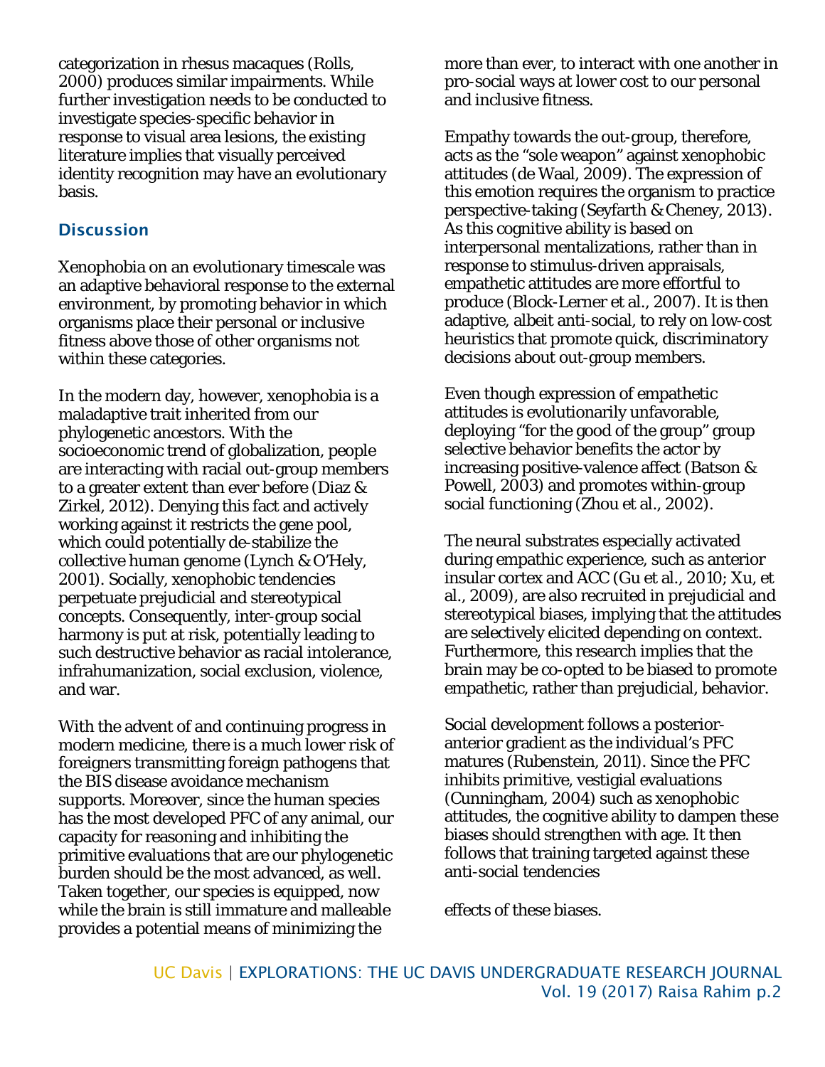categorization in rhesus macaques (Rolls, 2000) produces similar impairments. While further investigation needs to be conducted to investigate species-specific behavior in response to visual area lesions, the existing literature implies that visually perceived identity recognition may have an evolutionary basis.

## Discussion

Xenophobia on an evolutionary timescale was an adaptive behavioral response to the external environment, by promoting behavior in which organisms place their personal or inclusive fitness above those of other organisms not within these categories.

In the modern day, however, xenophobia is a maladaptive trait inherited from our phylogenetic ancestors. With the socioeconomic trend of globalization, people are interacting with racial out-group members to a greater extent than ever before (Diaz & Zirkel, 2012). Denying this fact and actively working against it restricts the gene pool, which could potentially de-stabilize the collective human genome (Lynch & O'Hely, 2001). Socially, xenophobic tendencies perpetuate prejudicial and stereotypical concepts. Consequently, inter-group social harmony is put at risk, potentially leading to such destructive behavior as racial intolerance, infrahumanization, social exclusion, violence, and war.

With the advent of and continuing progress in modern medicine, there is a much lower risk of foreigners transmitting foreign pathogens that the BIS disease avoidance mechanism supports. Moreover, since the human species has the most developed PFC of any animal, our capacity for reasoning and inhibiting the primitive evaluations that are our phylogenetic burden should be the most advanced, as well. Taken together, our species is equipped, now while the brain is still immature and malleable provides a potential means of minimizing the more than ever, to interact with one another in pro-social ways at lower cost to our personal and inclusive fitness.

Empathy towards the out-group, therefore, acts as the "sole weapon" against xenophobic attitudes (de Waal, 2009). The expression of this emotion requires the organism to practice perspective-taking (Seyfarth & Cheney, 2013). As this cognitive ability is based on interpersonal mentalizations, rather than in response to stimulus-driven appraisals, empathetic attitudes are more effortful to produce (Block-Lerner et al., 2007). It is then adaptive, albeit anti-social, to rely on low-cost heuristics that promote quick, discriminatory decisions about out-group members.

Even though expression of empathetic attitudes is evolutionarily unfavorable, deploying "for the good of the group" group selective behavior benefits the actor by increasing positive-valence affect (Batson & Powell, 2003) and promotes within-group social functioning (Zhou et al., 2002).

The neural substrates especially activated during empathic experience, such as anterior insular cortex and ACC (Gu et al., 2010; Xu, et al., 2009), are also recruited in prejudicial and stereotypical biases, implying that the attitudes are selectively elicited depending on context. Furthermore, this research implies that the brain may be co-opted to be biased to promote empathetic, rather than prejudicial, behavior.

Social development follows a posterior-anterior gradient as the individual's PFC matures (Rubenstein, 2011). Since the PFC inhibits primitive, vestigial evaluations (Cunningham, 2004) such as xenophobic attitudes, the cognitive ability to dampen these biases should strengthen with age. It then follows that training targeted against these anti-social tendencies

effects of these biases.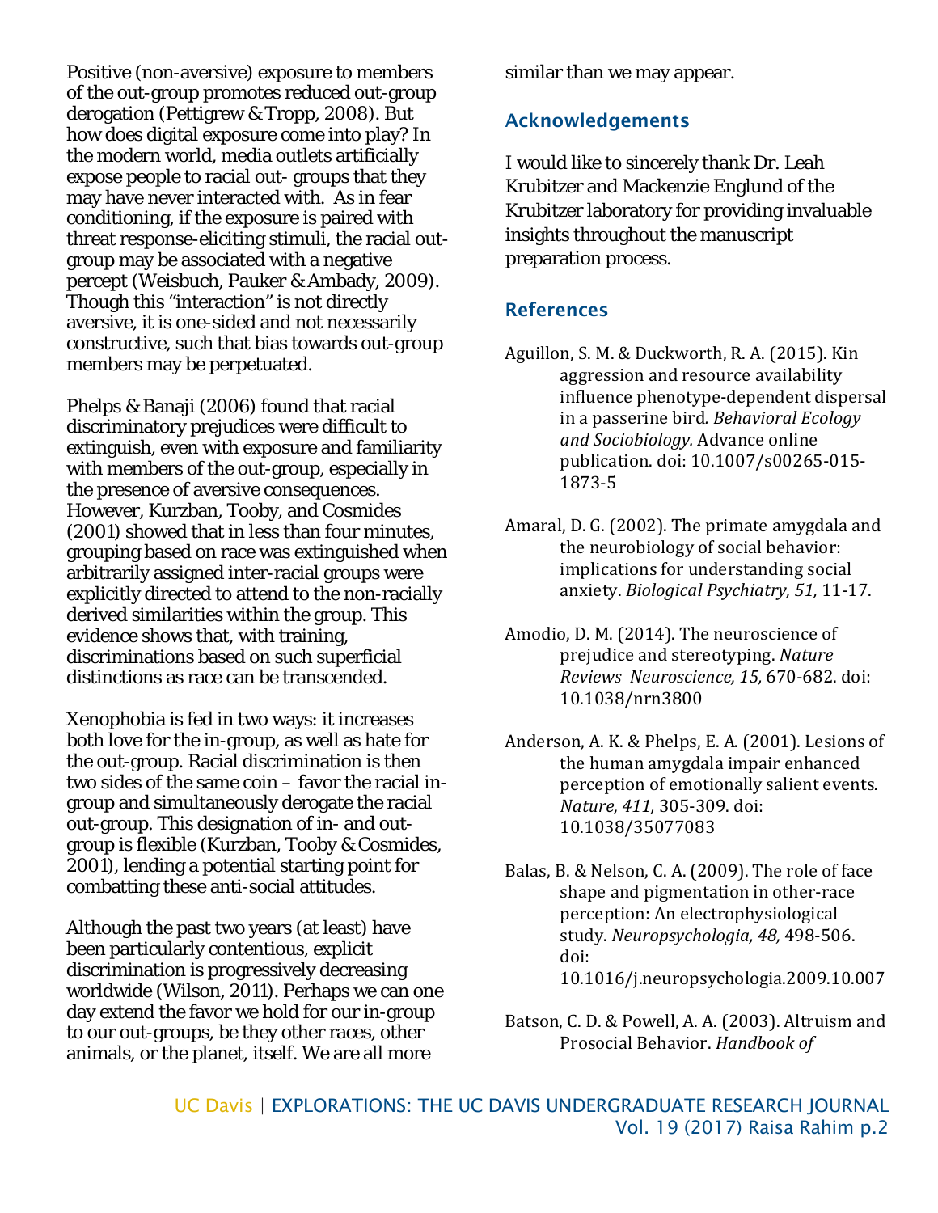Positive (non-aversive) exposure to members of the out-group promotes reduced out-group derogation (Pettigrew & Tropp, 2008). But how does digital exposure come into play? In the modern world, media outlets artificially expose people to racial out- groups that they may have never interacted with. As in fear conditioning, if the exposure is paired with threat response-eliciting stimuli, the racial out-group may be associated with a negative percept (Weisbuch, Pauker & Ambady, 2009). Though this "interaction" is not directly aversive, it is one-sided and not necessarily constructive, such that bias towards out-group members may be perpetuated.

Phelps & Banaji (2006) found that racial discriminatory prejudices were difficult to extinguish, even with exposure and familiarity with members of the out-group, especially in the presence of aversive consequences. However, Kurzban, Tooby, and Cosmides (2001) showed that in less than four minutes, grouping based on race was extinguished when arbitrarily assigned inter-racial groups were explicitly directed to attend to the non-racially derived similarities within the group. This evidence shows that, with training, discriminations based on such superficial distinctions as race can be transcended.

Xenophobia is fed in two ways: it increases both love for the in-group, as well as hate for the out-group. Racial discrimination is then two sides of the same coin – favor the racial in-group and simultaneously derogate the racial out-group. This designation of in- and out-group is flexible (Kurzban, Tooby & Cosmides, 2001), lending a potential starting point for combatting these anti-social attitudes.

Although the past two years (at least) have been particularly contentious, explicit discrimination is progressively decreasing worldwide (Wilson, 2011). Perhaps we can one day extend the favor we hold for our in-group to our out-groups, be they other races, other animals, or the planet, itself. We are all more similar than we may appear.

## Acknowledgements

I would like to sincerely thank Dr. Leah Krubitzer and Mackenzie Englund of the Krubitzer laboratory for providing invaluable insights throughout the manuscript preparation process.

## References

Aguillon, S. M. & Duckworth, R. A. (2015). Kin aggression and resource availability influence phenotype-dependent dispersal in a passerine bird. *Behavioral Ecology and Sociobiology.* Advance online publication. doi: 10.1007/s00265-015-1873-5

Amaral, D. G. (2002). The primate amygdala and the neurobiology of social behavior: implications for understanding social anxiety. *Biological Psychiatry, 51,* 11-17.

Amodio, D. M. (2014). The neuroscience of prejudice and stereotyping. *Nature Reviews Neuroscience, 15,* 670-682. doi: 10.1038/nrn3800

Anderson, A. K. & Phelps, E. A. (2001). Lesions of the human amygdala impair enhanced perception of emotionally salient events. *Nature, 411,* 305-309. doi: 10.1038/35077083

Balas, B. & Nelson, C. A. (2009). The role of face shape and pigmentation in other-race perception: An electrophysiological study. *Neuropsychologia, 48,* 498-506. doi: 10.1016/j.neuropsychologia.2009.10.007

Batson, C. D. & Powell, A. A. (2003). Altruism and Prosocial Behavior. *Handbook of*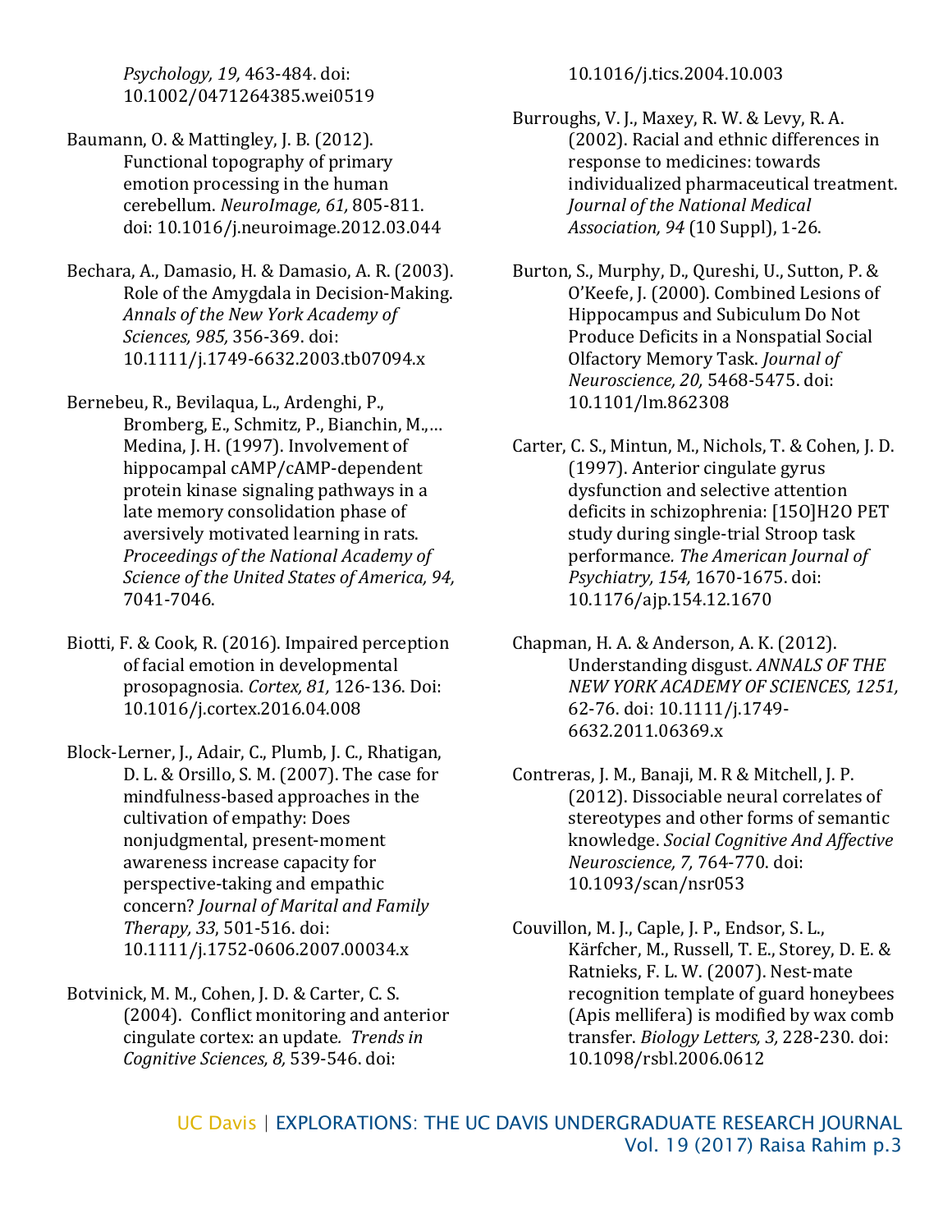*Psychology, 19,* 463-484. doi: 10.1002/0471264385.wei0519

Baumann, O. & Mattingley, J. B. (2012). Functional topography of primary emotion processing in the human cerebellum. *NeuroImage, 61,* 805-811. doi: 10.1016/j.neuroimage.2012.03.044

Bechara, A., Damasio, H. & Damasio, A. R. (2003). Role of the Amygdala in Decision-Making. *Annals of the New York Academy of Sciences, 985,* 356-369. doi: 10.1111/j.1749-6632.2003.tb07094.x

Bernebeu, R., Bevilaqua, L., Ardenghi, P., Bromberg, E., Schmitz, P., Bianchin, M.,… Medina, J. H. (1997). Involvement of hippocampal cAMP/cAMP-dependent protein kinase signaling pathways in a late memory consolidation phase of aversively motivated learning in rats. *Proceedings of the National Academy of Science of the United States of America, 94,* 7041-7046.

Biotti, F. & Cook, R. (2016). Impaired perception of facial emotion in developmental prosopagnosia. *Cortex, 81,* 126-136. Doi: 10.1016/j.cortex.2016.04.008

Block-Lerner, J., Adair, C., Plumb, J. C., Rhatigan, D. L. & Orsillo, S. M. (2007). The case for mindfulness-based approaches in the cultivation of empathy: Does nonjudgmental, present-moment awareness increase capacity for perspective-taking and empathic concern? *Journal of Marital and Family Therapy, 33*, 501-516. doi: 10.1111/j.1752-0606.2007.00034.x

Botvinick, M. M., Cohen, J. D. & Carter, C. S. (2004). Conflict monitoring and anterior cingulate cortex: an update. *Trends in Cognitive Sciences, 8,* 539-546. doi: 10.1016/j.tics.2004.10.003

Burroughs, V. J., Maxey, R. W. & Levy, R. A. (2002). Racial and ethnic differences in response to medicines: towards individualized pharmaceutical treatment. *Journal of the National Medical Association, 94* (10 Suppl), 1-26.

Burton, S., Murphy, D., Qureshi, U., Sutton, P. & O'Keefe, J. (2000). Combined Lesions of Hippocampus and Subiculum Do Not Produce Deficits in a Nonspatial Social Olfactory Memory Task. *Journal of Neuroscience, 20,* 5468-5475. doi: 10.1101/lm.862308

Carter, C. S., Mintun, M., Nichols, T. & Cohen, J. D. (1997). Anterior cingulate gyrus dysfunction and selective attention deficits in schizophrenia: [15O]H2O PET study during single-trial Stroop task performance. *The American Journal of Psychiatry, 154,* 1670-1675. doi: 10.1176/ajp.154.12.1670

Chapman, H. A. & Anderson, A. K. (2012). Understanding disgust. *ANNALS OF THE NEW YORK ACADEMY OF SCIENCES, 1251,* 62-76. doi: 10.1111/j.1749-6632.2011.06369.x

Contreras, J. M., Banaji, M. R & Mitchell, J. P. (2012). Dissociable neural correlates of stereotypes and other forms of semantic knowledge. *Social Cognitive And Affective Neuroscience, 7,* 764-770. doi: 10.1093/scan/nsr053

Couvillon, M. J., Caple, J. P., Endsor, S. L., Kärfcher, M., Russell, T. E., Storey, D. E. & Ratnieks, F. L. W. (2007). Nest-mate recognition template of guard honeybees (Apis mellifera) is modified by wax comb transfer. *Biology Letters, 3,* 228-230. doi: 10.1098/rsbl.2006.0612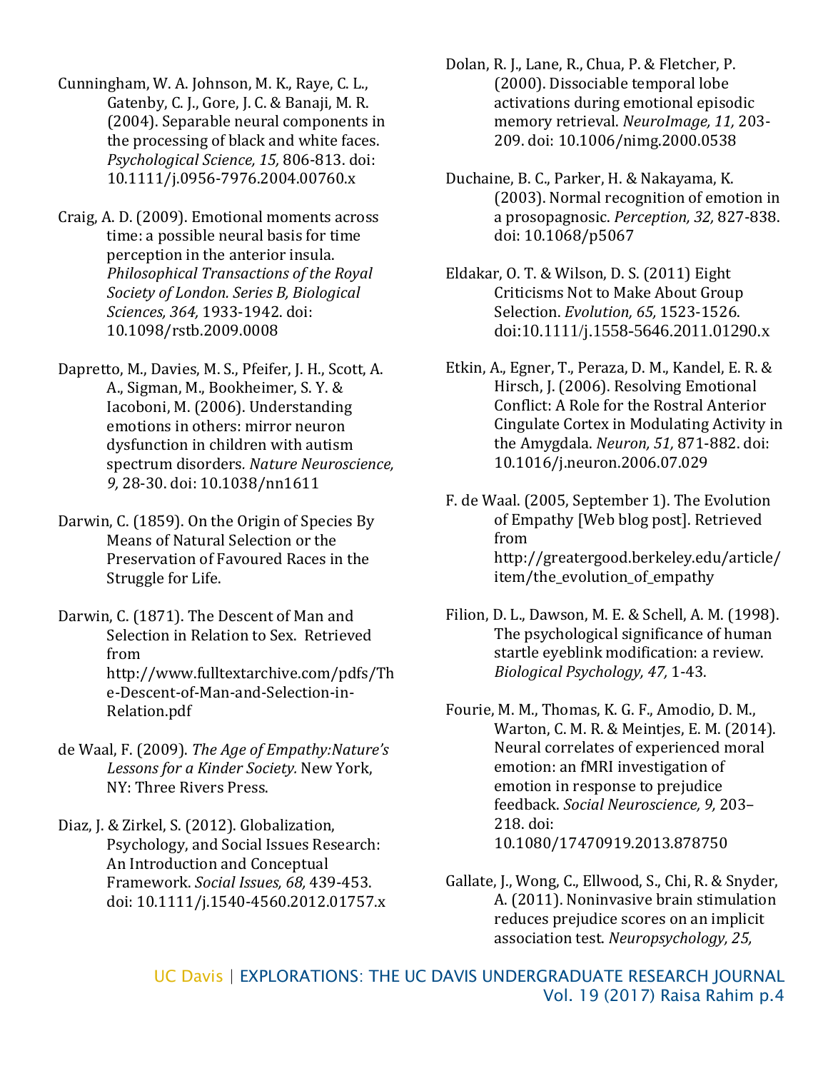Cunningham, W. A. Johnson, M. K., Raye, C. L., Gatenby, C. J., Gore, J. C. & Banaji, M. R. (2004). Separable neural components in the processing of black and white faces. *Psychological Science, 15,* 806-813. doi: 10.1111/j.0956-7976.2004.00760.x

Craig, A. D. (2009). Emotional moments across time: a possible neural basis for time perception in the anterior insula. *Philosophical Transactions of the Royal Society of London. Series B, Biological Sciences, 364,* 1933-1942. doi: 10.1098/rstb.2009.0008

Dapretto, M., Davies, M. S., Pfeifer, J. H., Scott, A. A., Sigman, M., Bookheimer, S. Y. & Iacoboni, M. (2006). Understanding emotions in others: mirror neuron dysfunction in children with autism spectrum disorders. *Nature Neuroscience, 9,* 28-30. doi: 10.1038/nn1611

Darwin, C. (1859). On the Origin of Species By Means of Natural Selection or the Preservation of Favoured Races in the Struggle for Life.

Darwin, C. (1871). The Descent of Man and Selection in Relation to Sex. Retrieved from http://www.fulltextarchive.com/pdfs/The-Descent-of-Man-and-Selection-in-Relation.pdf

de Waal, F. (2009). *The Age of Empathy:Nature's Lessons for a Kinder Society.* New York, NY: Three Rivers Press.

Diaz, J. & Zirkel, S. (2012). Globalization, Psychology, and Social Issues Research: An Introduction and Conceptual Framework. *Social Issues, 68,* 439-453. doi: 10.1111/j.1540-4560.2012.01757.x

Dolan, R. J., Lane, R., Chua, P. & Fletcher, P. (2000). Dissociable temporal lobe activations during emotional episodic memory retrieval. *NeuroImage, 11,* 203-209. doi: 10.1006/nimg.2000.0538

Duchaine, B. C., Parker, H. & Nakayama, K. (2003). Normal recognition of emotion in a prosopagnosic. *Perception, 32,* 827-838. doi: 10.1068/p5067

Eldakar, O. T. & Wilson, D. S. (2011) Eight Criticisms Not to Make About Group Selection. *Evolution, 65,* 1523-1526. doi:10.1111/j.1558-5646.2011.01290.x

Etkin, A., Egner, T., Peraza, D. M., Kandel, E. R. & Hirsch, J. (2006). Resolving Emotional Conflict: A Role for the Rostral Anterior Cingulate Cortex in Modulating Activity in the Amygdala. *Neuron, 51,* 871-882. doi: 10.1016/j.neuron.2006.07.029

F. de Waal. (2005, September 1). The Evolution of Empathy [Web blog post]. Retrieved from http://greatergood.berkeley.edu/article/item/the_evolution_of_empathy

Filion, D. L., Dawson, M. E. & Schell, A. M. (1998). The psychological significance of human startle eyeblink modification: a review. *Biological Psychology, 47,* 1-43.

Fourie, M. M., Thomas, K. G. F., Amodio, D. M., Warton, C. M. R. & Meintjes, E. M. (2014). Neural correlates of experienced moral emotion: an fMRI investigation of emotion in response to prejudice feedback. *Social Neuroscience, 9,* 203–218. doi: 10.1080/17470919.2013.878750

Gallate, J., Wong, C., Ellwood, S., Chi, R. & Snyder, A. (2011). Noninvasive brain stimulation reduces prejudice scores on an implicit association test. *Neuropsychology, 25,*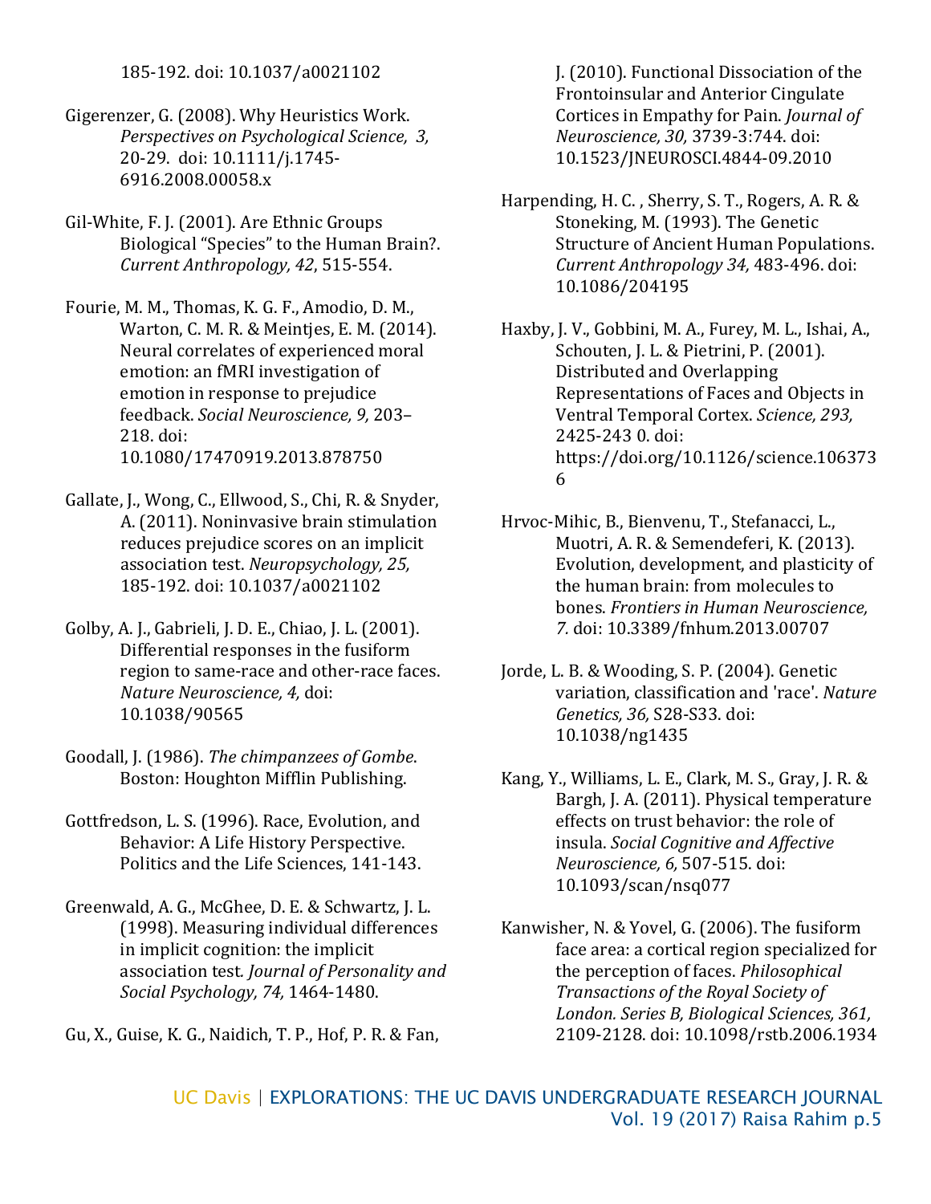185-192. doi: 10.1037/a0021102

Gigerenzer, G. (2008). Why Heuristics Work. *Perspectives on Psychological Science, 3,* 20-29. doi: 10.1111/j.1745-6916.2008.00058.x

Gil-White, F. J. (2001). Are Ethnic Groups Biological "Species" to the Human Brain?. *Current Anthropology, 42*, 515-554.

Fourie, M. M., Thomas, K. G. F., Amodio, D. M., Warton, C. M. R. & Meintjes, E. M. (2014). Neural correlates of experienced moral emotion: an fMRI investigation of emotion in response to prejudice feedback. *Social Neuroscience, 9,* 203–218. doi: 10.1080/17470919.2013.878750

Gallate, J., Wong, C., Ellwood, S., Chi, R. & Snyder, A. (2011). Noninvasive brain stimulation reduces prejudice scores on an implicit association test. *Neuropsychology, 25,* 185-192. doi: 10.1037/a0021102

Golby, A. J., Gabrieli, J. D. E., Chiao, J. L. (2001). Differential responses in the fusiform region to same-race and other-race faces. *Nature Neuroscience, 4,* doi: 10.1038/90565

Goodall, J. (1986). *The chimpanzees of Gombe*. Boston: Houghton Mifflin Publishing.

Gottfredson, L. S. (1996). Race, Evolution, and Behavior: A Life History Perspective. Politics and the Life Sciences, 141-143.

Greenwald, A. G., McGhee, D. E. & Schwartz, J. L. (1998). Measuring individual differences in implicit cognition: the implicit association test. *Journal of Personality and Social Psychology, 74,* 1464-1480.

Gu, X., Guise, K. G., Naidich, T. P., Hof, P. R. & Fan, J. (2010). Functional Dissociation of the Frontoinsular and Anterior Cingulate Cortices in Empathy for Pain. *Journal of Neuroscience, 30,* 3739-3:744. doi: 10.1523/JNEUROSCI.4844-09.2010

Harpending, H. C. , Sherry, S. T., Rogers, A. R. & Stoneking, M. (1993). The Genetic Structure of Ancient Human Populations. *Current Anthropology 34,* 483-496. doi: 10.1086/204195

Haxby, J. V., Gobbini, M. A., Furey, M. L., Ishai, A., Schouten, J. L. & Pietrini, P. (2001). Distributed and Overlapping Representations of Faces and Objects in Ventral Temporal Cortex. *Science, 293,* 2425-243 0. doi: https://doi.org/10.1126/science.1063736

Hrvoc-Mihic, B., Bienvenu, T., Stefanacci, L., Muotri, A. R. & Semendeferi, K. (2013). Evolution, development, and plasticity of the human brain: from molecules to bones. *Frontiers in Human Neuroscience, 7.* doi: 10.3389/fnhum.2013.00707

Jorde, L. B. & Wooding, S. P. (2004). Genetic variation, classification and 'race'. *Nature Genetics, 36,* S28-S33. doi: 10.1038/ng1435

Kang, Y., Williams, L. E., Clark, M. S., Gray, J. R. & Bargh, J. A. (2011). Physical temperature effects on trust behavior: the role of insula. *Social Cognitive and Affective Neuroscience, 6,* 507-515. doi: 10.1093/scan/nsq077

Kanwisher, N. & Yovel, G. (2006). The fusiform face area: a cortical region specialized for the perception of faces. *Philosophical Transactions of the Royal Society of London. Series B, Biological Sciences, 361,* 2109-2128. doi: 10.1098/rstb.2006.1934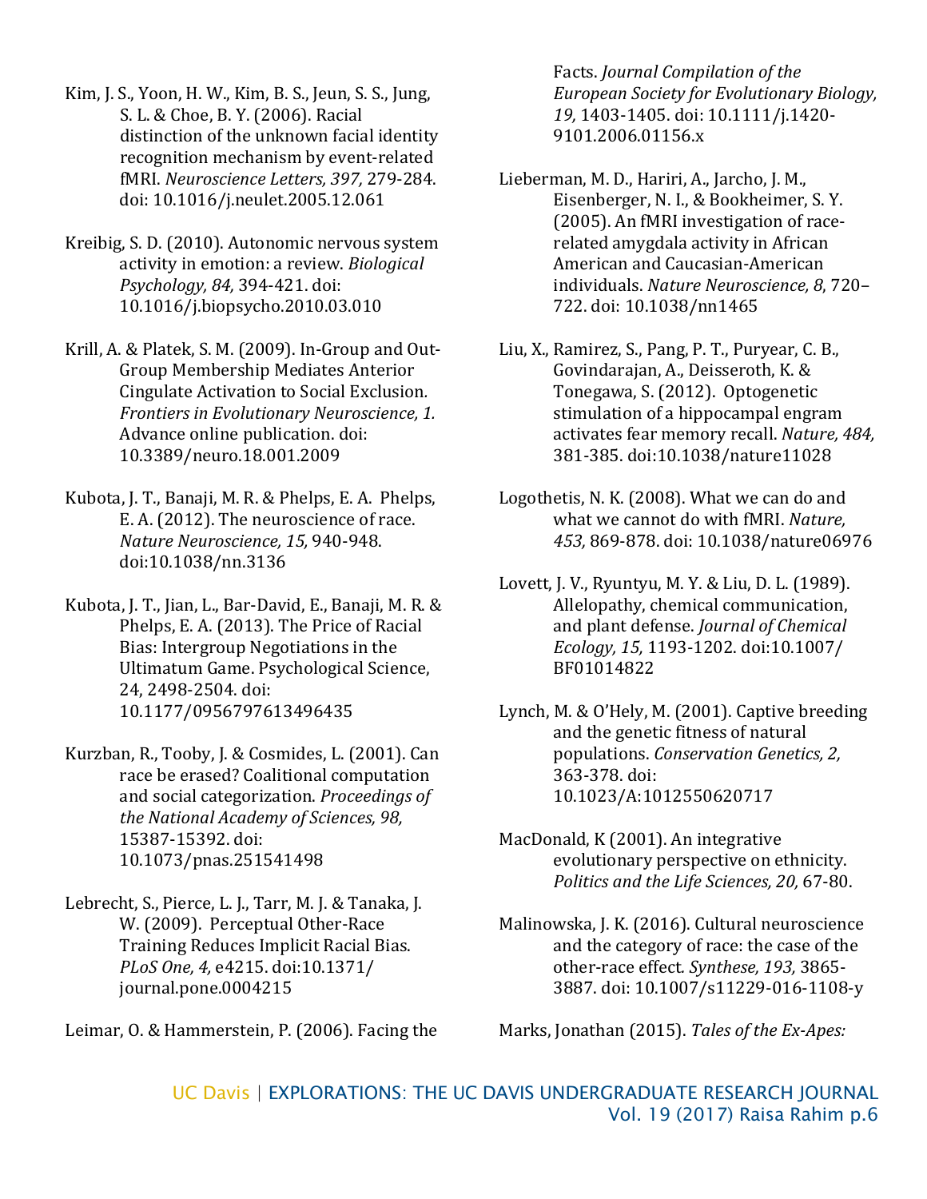Kim, J. S., Yoon, H. W., Kim, B. S., Jeun, S. S., Jung, S. L. & Choe, B. Y. (2006). Racial distinction of the unknown facial identity recognition mechanism by event-related fMRI. *Neuroscience Letters, 397,* 279-284. doi: 10.1016/j.neulet.2005.12.061

Kreibig, S. D. (2010). Autonomic nervous system activity in emotion: a review. *Biological Psychology, 84,* 394-421. doi: 10.1016/j.biopsycho.2010.03.010

Krill, A. & Platek, S. M. (2009). In-Group and Out-Group Membership Mediates Anterior Cingulate Activation to Social Exclusion. *Frontiers in Evolutionary Neuroscience, 1.* Advance online publication. doi: 10.3389/neuro.18.001.2009

Kubota, J. T., Banaji, M. R. & Phelps, E. A. Phelps, E. A. (2012). The neuroscience of race. *Nature Neuroscience, 15,* 940-948. doi:10.1038/nn.3136

Kubota, J. T., Jian, L., Bar-David, E., Banaji, M. R. & Phelps, E. A. (2013). The Price of Racial Bias: Intergroup Negotiations in the Ultimatum Game. Psychological Science, 24, 2498-2504. doi: 10.1177/0956797613496435

Kurzban, R., Tooby, J. & Cosmides, L. (2001). Can race be erased? Coalitional computation and social categorization. *Proceedings of the National Academy of Sciences, 98,* 15387-15392. doi: 10.1073/pnas.251541498

Lebrecht, S., Pierce, L. J., Tarr, M. J. & Tanaka, J. W. (2009). Perceptual Other-Race Training Reduces Implicit Racial Bias. *PLoS One, 4,* e4215. doi:10.1371/journal.pone.0004215

Leimar, O. & Hammerstein, P. (2006). Facing the Facts. *Journal Compilation of the European Society for Evolutionary Biology, 19,* 1403-1405. doi: 10.1111/j.1420-9101.2006.01156.x

Lieberman, M. D., Hariri, A., Jarcho, J. M., Eisenberger, N. I., & Bookheimer, S. Y. (2005). An fMRI investigation of race-related amygdala activity in African American and Caucasian-American individuals. *Nature Neuroscience, 8*, 720–722. doi: 10.1038/nn1465

Liu, X., Ramirez, S., Pang, P. T., Puryear, C. B., Govindarajan, A., Deisseroth, K. & Tonegawa, S. (2012). Optogenetic stimulation of a hippocampal engram activates fear memory recall. *Nature, 484,* 381-385. doi:10.1038/nature11028

Logothetis, N. K. (2008). What we can do and what we cannot do with fMRI. *Nature, 453,* 869-878. doi: 10.1038/nature06976

Lovett, J. V., Ryuntyu, M. Y. & Liu, D. L. (1989). Allelopathy, chemical communication, and plant defense. *Journal of Chemical Ecology, 15,* 1193-1202. doi:10.1007/BF01014822

Lynch, M. & O'Hely, M. (2001). Captive breeding and the genetic fitness of natural populations. *Conservation Genetics, 2,* 363-378. doi: 10.1023/A:1012550620717

MacDonald, K (2001). An integrative evolutionary perspective on ethnicity. *Politics and the Life Sciences, 20,* 67-80.

Malinowska, J. K. (2016). Cultural neuroscience and the category of race: the case of the other-race effect. *Synthese, 193,* 3865-3887. doi: 10.1007/s11229-016-1108-y

Marks, Jonathan (2015). *Tales of the Ex-Apes:*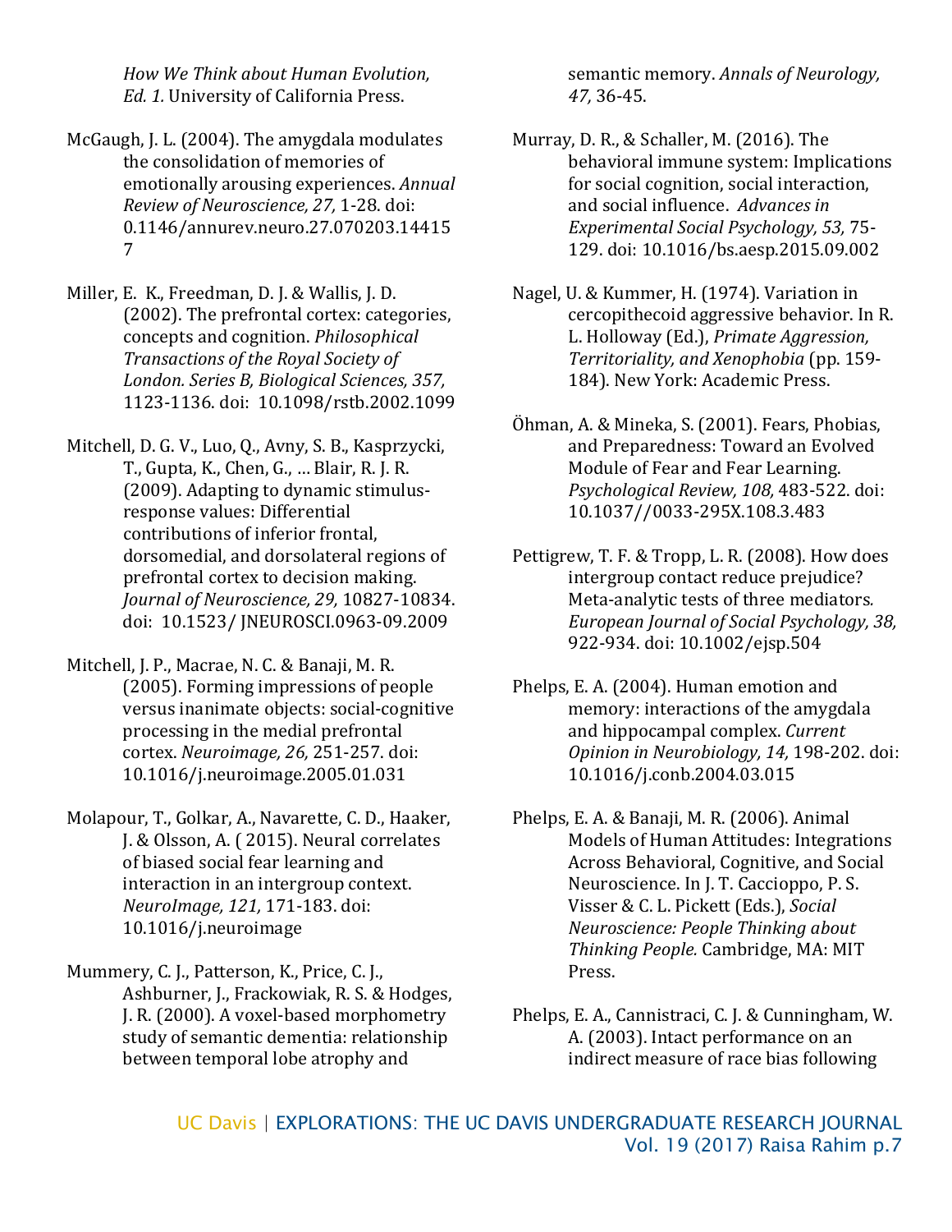*How We Think about Human Evolution, Ed. 1.* University of California Press.

McGaugh, J. L. (2004). The amygdala modulates the consolidation of memories of emotionally arousing experiences. *Annual Review of Neuroscience, 27,* 1-28. doi: 0.1146/annurev.neuro.27.070203.144157

Miller, E. K., Freedman, D. J. & Wallis, J. D. (2002). The prefrontal cortex: categories, concepts and cognition. *Philosophical Transactions of the Royal Society of London. Series B, Biological Sciences, 357,* 1123-1136. doi: 10.1098/rstb.2002.1099

Mitchell, D. G. V., Luo, Q., Avny, S. B., Kasprzycki, T., Gupta, K., Chen, G., … Blair, R. J. R. (2009). Adapting to dynamic stimulus-response values: Differential contributions of inferior frontal, dorsomedial, and dorsolateral regions of prefrontal cortex to decision making. *Journal of Neuroscience, 29,* 10827-10834. doi: 10.1523/ JNEUROSCI.0963-09.2009

Mitchell, J. P., Macrae, N. C. & Banaji, M. R. (2005). Forming impressions of people versus inanimate objects: social-cognitive processing in the medial prefrontal cortex. *Neuroimage, 26,* 251-257. doi: 10.1016/j.neuroimage.2005.01.031

Molapour, T., Golkar, A., Navarette, C. D., Haaker, J. & Olsson, A. ( 2015). Neural correlates of biased social fear learning and interaction in an intergroup context. *NeuroImage, 121,* 171-183. doi: 10.1016/j.neuroimage

Mummery, C. J., Patterson, K., Price, C. J., Ashburner, J., Frackowiak, R. S. & Hodges, J. R. (2000). A voxel-based morphometry study of semantic dementia: relationship between temporal lobe atrophy and semantic memory. *Annals of Neurology, 47,* 36-45.

Murray, D. R., & Schaller, M. (2016). The behavioral immune system: Implications for social cognition, social interaction, and social influence. *Advances in Experimental Social Psychology, 53,* 75-129. doi: 10.1016/bs.aesp.2015.09.002

Nagel, U. & Kummer, H. (1974). Variation in cercopithecoid aggressive behavior. In R. L. Holloway (Ed.), *Primate Aggression, Territoriality, and Xenophobia* (pp. 159-184). New York: Academic Press.

Öhman, A. & Mineka, S. (2001). Fears, Phobias, and Preparedness: Toward an Evolved Module of Fear and Fear Learning. *Psychological Review, 108,* 483-522. doi: 10.1037//0033-295X.108.3.483

Pettigrew, T. F. & Tropp, L. R. (2008). How does intergroup contact reduce prejudice? Meta-analytic tests of three mediators. *European Journal of Social Psychology, 38,* 922-934. doi: 10.1002/ejsp.504

Phelps, E. A. (2004). Human emotion and memory: interactions of the amygdala and hippocampal complex. *Current Opinion in Neurobiology, 14,* 198-202. doi: 10.1016/j.conb.2004.03.015

Phelps, E. A. & Banaji, M. R. (2006). Animal Models of Human Attitudes: Integrations Across Behavioral, Cognitive, and Social Neuroscience. In J. T. Caccioppo, P. S. Visser & C. L. Pickett (Eds.), *Social Neuroscience: People Thinking about Thinking People.* Cambridge, MA: MIT Press.

Phelps, E. A., Cannistraci, C. J. & Cunningham, W. A. (2003). Intact performance on an indirect measure of race bias following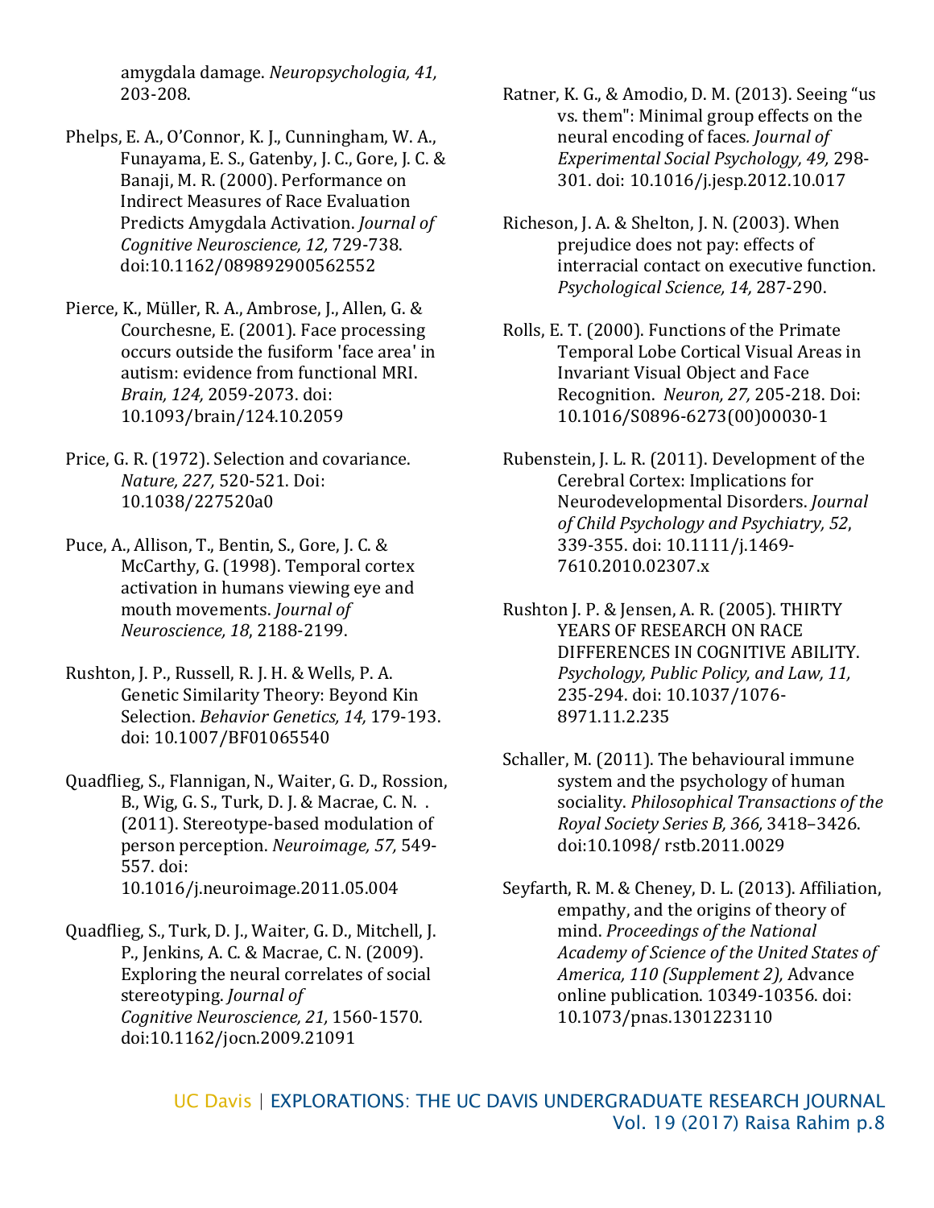amygdala damage. *Neuropsychologia, 41,* 203-208.

Phelps, E. A., O'Connor, K. J., Cunningham, W. A., Funayama, E. S., Gatenby, J. C., Gore, J. C. & Banaji, M. R. (2000). Performance on Indirect Measures of Race Evaluation Predicts Amygdala Activation. *Journal of Cognitive Neuroscience, 12,* 729-738. doi:10.1162/089892900562552

Pierce, K., Müller, R. A., Ambrose, J., Allen, G. & Courchesne, E. (2001). Face processing occurs outside the fusiform 'face area' in autism: evidence from functional MRI. *Brain, 124,* 2059-2073. doi: 10.1093/brain/124.10.2059

Price, G. R. (1972). Selection and covariance. *Nature, 227,* 520-521. Doi: 10.1038/227520a0

Puce, A., Allison, T., Bentin, S., Gore, J. C. & McCarthy, G. (1998). Temporal cortex activation in humans viewing eye and mouth movements. *Journal of Neuroscience, 18*, 2188-2199.

Rushton, J. P., Russell, R. J. H. & Wells, P. A. Genetic Similarity Theory: Beyond Kin Selection. *Behavior Genetics, 14,* 179-193. doi: 10.1007/BF01065540

Quadflieg, S., Flannigan, N., Waiter, G. D., Rossion, B., Wig, G. S., Turk, D. J. & Macrae, C. N. . (2011). Stereotype-based modulation of person perception. *Neuroimage, 57,* 549-557. doi: 10.1016/j.neuroimage.2011.05.004

Quadflieg, S., Turk, D. J., Waiter, G. D., Mitchell, J. P., Jenkins, A. C. & Macrae, C. N. (2009). Exploring the neural correlates of social stereotyping. *Journal of Cognitive Neuroscience, 21,* 1560-1570. doi:10.1162/jocn.2009.21091

Ratner, K. G., & Amodio, D. M. (2013). Seeing "us vs. them": Minimal group effects on the neural encoding of faces. *Journal of Experimental Social Psychology, 49,* 298-301. doi: 10.1016/j.jesp.2012.10.017

Richeson, J. A. & Shelton, J. N. (2003). When prejudice does not pay: effects of interracial contact on executive function. *Psychological Science, 14,* 287-290.

Rolls, E. T. (2000). Functions of the Primate Temporal Lobe Cortical Visual Areas in Invariant Visual Object and Face Recognition. *Neuron, 27,* 205-218. Doi: 10.1016/S0896-6273(00)00030-1

Rubenstein, J. L. R. (2011). Development of the Cerebral Cortex: Implications for Neurodevelopmental Disorders. *Journal of Child Psychology and Psychiatry, 52*, 339-355. doi: 10.1111/j.1469-7610.2010.02307.x

Rushton J. P. & Jensen, A. R. (2005). THIRTY YEARS OF RESEARCH ON RACE DIFFERENCES IN COGNITIVE ABILITY. *Psychology, Public Policy, and Law, 11,* 235-294. doi: 10.1037/1076-8971.11.2.235

Schaller, M. (2011). The behavioural immune system and the psychology of human sociality. *Philosophical Transactions of the Royal Society Series B, 366,* 3418–3426. doi:10.1098/ rstb.2011.0029

Seyfarth, R. M. & Cheney, D. L. (2013). Affiliation, empathy, and the origins of theory of mind. *Proceedings of the National Academy of Science of the United States of America, 110 (Supplement 2),* Advance online publication. 10349-10356. doi: 10.1073/pnas.1301223110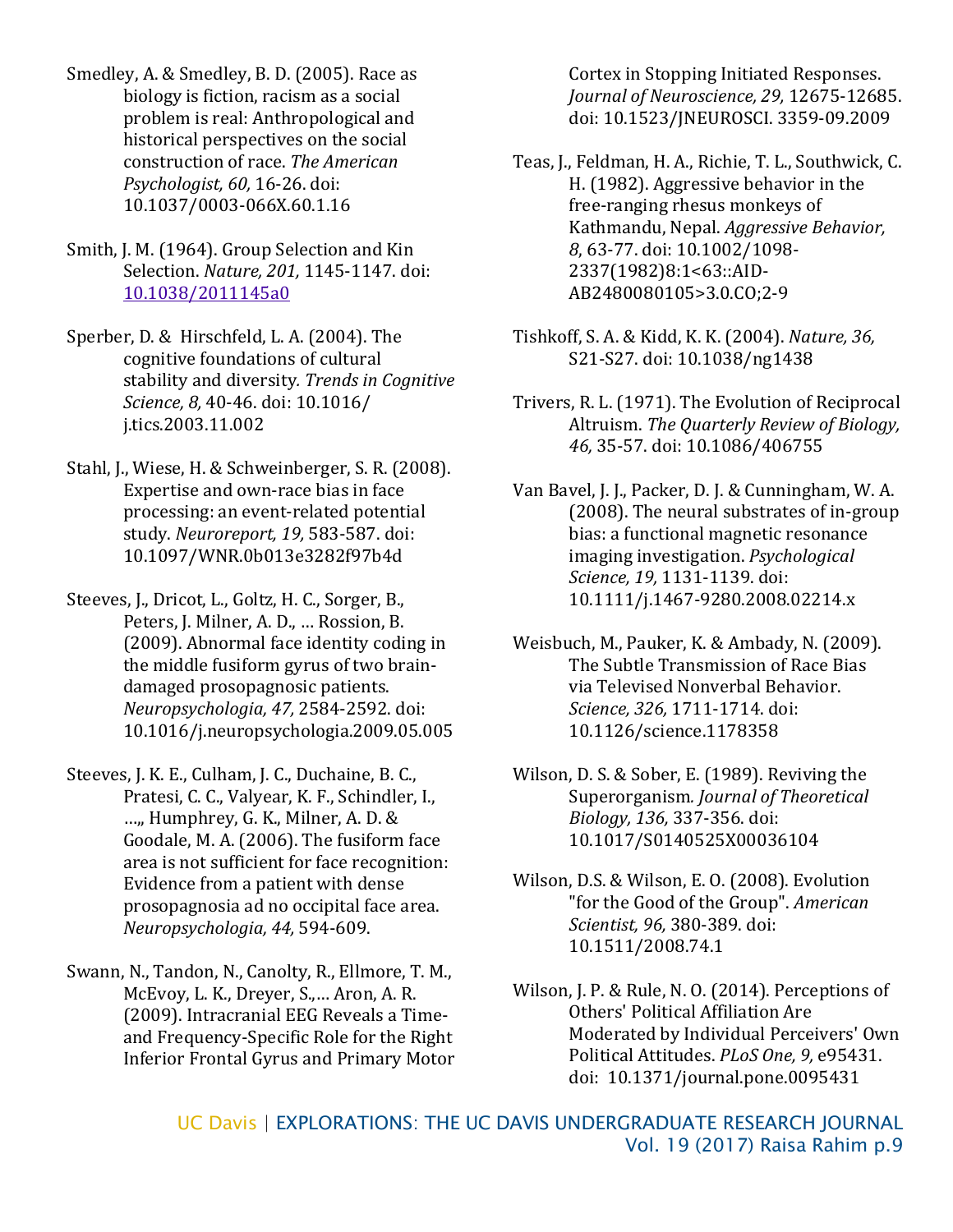Smedley, A. & Smedley, B. D. (2005). Race as biology is fiction, racism as a social problem is real: Anthropological and historical perspectives on the social construction of race. *The American Psychologist, 60,* 16-26. doi: 10.1037/0003-066X.60.1.16

Smith, J. M. (1964). Group Selection and Kin Selection. *Nature, 201,* 1145-1147. doi: 10.1038/2011145a0

Sperber, D. & Hirschfeld, L. A. (2004). The cognitive foundations of cultural stability and diversity. *Trends in Cognitive Science, 8,* 40-46. doi: 10.1016/ j.tics.2003.11.002

Stahl, J., Wiese, H. & Schweinberger, S. R. (2008). Expertise and own-race bias in face processing: an event-related potential study. *Neuroreport, 19,* 583-587. doi: 10.1097/WNR.0b013e3282f97b4d

Steeves, J., Dricot, L., Goltz, H. C., Sorger, B., Peters, J. Milner, A. D., … Rossion, B. (2009). Abnormal face identity coding in the middle fusiform gyrus of two brain-damaged prosopagnosic patients. *Neuropsychologia, 47,* 2584-2592. doi: 10.1016/j.neuropsychologia.2009.05.005

Steeves, J. K. E., Culham, J. C., Duchaine, B. C., Pratesi, C. C., Valyear, K. F., Schindler, I., …,, Humphrey, G. K., Milner, A. D. & Goodale, M. A. (2006). The fusiform face area is not sufficient for face recognition: Evidence from a patient with dense prosopagnosia ad no occipital face area. *Neuropsychologia, 44,* 594-609.

Swann, N., Tandon, N., Canolty, R., Ellmore, T. M., McEvoy, L. K., Dreyer, S.,… Aron, A. R. (2009). Intracranial EEG Reveals a Time- and Frequency-Specific Role for the Right Inferior Frontal Gyrus and Primary Motor Cortex in Stopping Initiated Responses. *Journal of Neuroscience, 29,* 12675-12685. doi: 10.1523/JNEUROSCI. 3359-09.2009

Teas, J., Feldman, H. A., Richie, T. L., Southwick, C. H. (1982). Aggressive behavior in the free-ranging rhesus monkeys of Kathmandu, Nepal. *Aggressive Behavior, 8*, 63-77. doi: 10.1002/1098-2337(1982)8:1<63::AID-AB2480080105>3.0.CO;2-9

Tishkoff, S. A. & Kidd, K. K. (2004). *Nature, 36,* S21-S27. doi: 10.1038/ng1438

Trivers, R. L. (1971). The Evolution of Reciprocal Altruism. *The Quarterly Review of Biology, 46,* 35-57. doi: 10.1086/406755

Van Bavel, J. J., Packer, D. J. & Cunningham, W. A. (2008). The neural substrates of in-group bias: a functional magnetic resonance imaging investigation. *Psychological Science, 19,* 1131-1139. doi: 10.1111/j.1467-9280.2008.02214.x

Weisbuch, M., Pauker, K. & Ambady, N. (2009). The Subtle Transmission of Race Bias via Televised Nonverbal Behavior. *Science, 326,* 1711-1714. doi: 10.1126/science.1178358

Wilson, D. S. & Sober, E. (1989). Reviving the Superorganism. *Journal of Theoretical Biology, 136,* 337-356. doi: 10.1017/S0140525X00036104

Wilson, D.S. & Wilson, E. O. (2008). Evolution "for the Good of the Group". *American Scientist, 96,* 380-389. doi: 10.1511/2008.74.1

Wilson, J. P. & Rule, N. O. (2014). Perceptions of Others' Political Affiliation Are Moderated by Individual Perceivers' Own Political Attitudes. *PLoS One, 9,* e95431. doi: 10.1371/journal.pone.0095431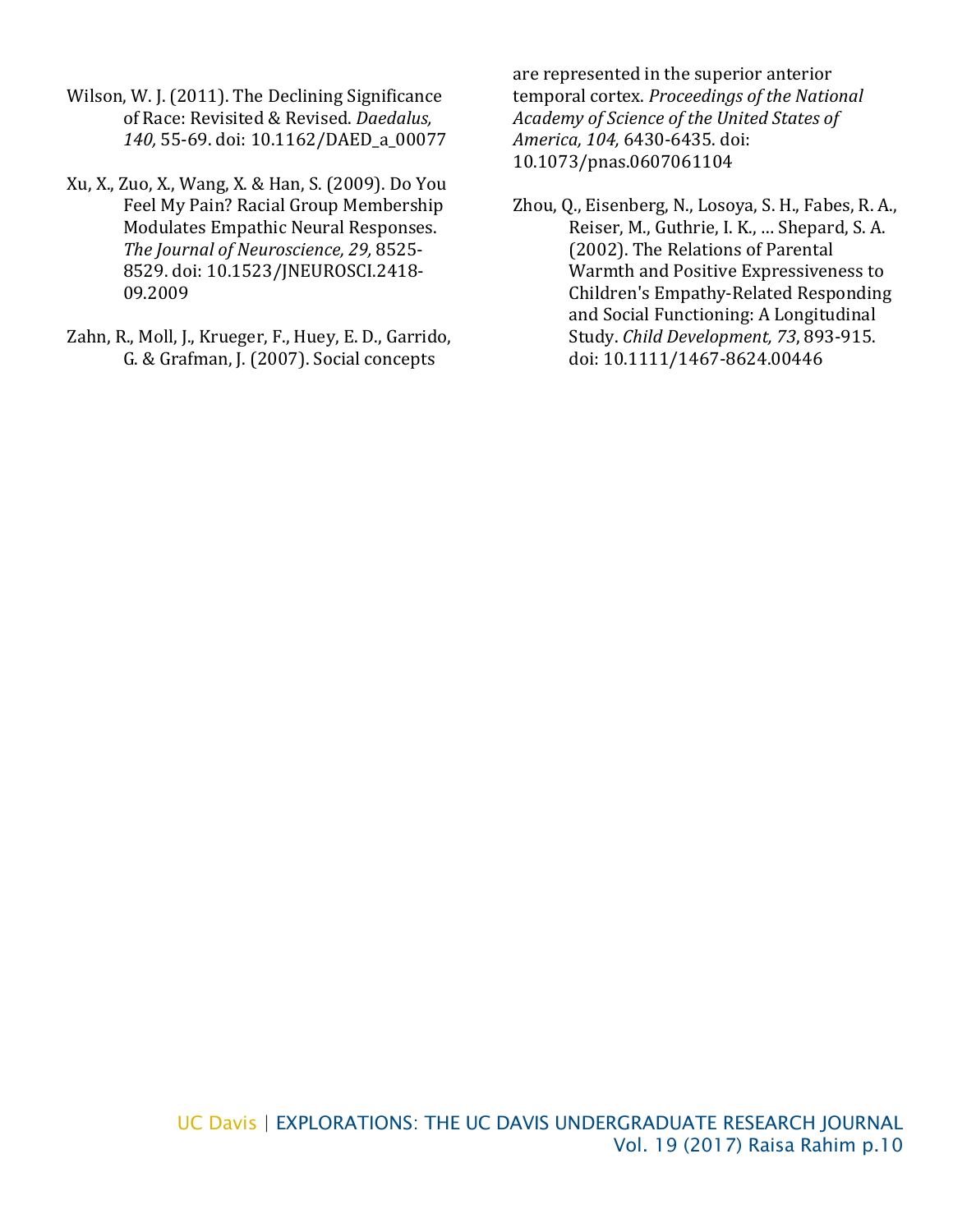Wilson, W. J. (2011). The Declining Significance of Race: Revisited & Revised. *Daedalus, 140,* 55-69. doi: 10.1162/DAED_a_00077

Xu, X., Zuo, X., Wang, X. & Han, S. (2009). Do You Feel My Pain? Racial Group Membership Modulates Empathic Neural Responses. *The Journal of Neuroscience, 29,* 8525-8529. doi: 10.1523/JNEUROSCI.2418-09.2009

Zahn, R., Moll, J., Krueger, F., Huey, E. D., Garrido, G. & Grafman, J. (2007). Social concepts are represented in the superior anterior temporal cortex. *Proceedings of the National Academy of Science of the United States of America, 104,* 6430-6435. doi: 10.1073/pnas.0607061104

Zhou, Q., Eisenberg, N., Losoya, S. H., Fabes, R. A., Reiser, M., Guthrie, I. K., … Shepard, S. A. (2002). The Relations of Parental Warmth and Positive Expressiveness to Children's Empathy-Related Responding and Social Functioning: A Longitudinal Study. *Child Development, 73*, 893-915. doi: 10.1111/1467-8624.00446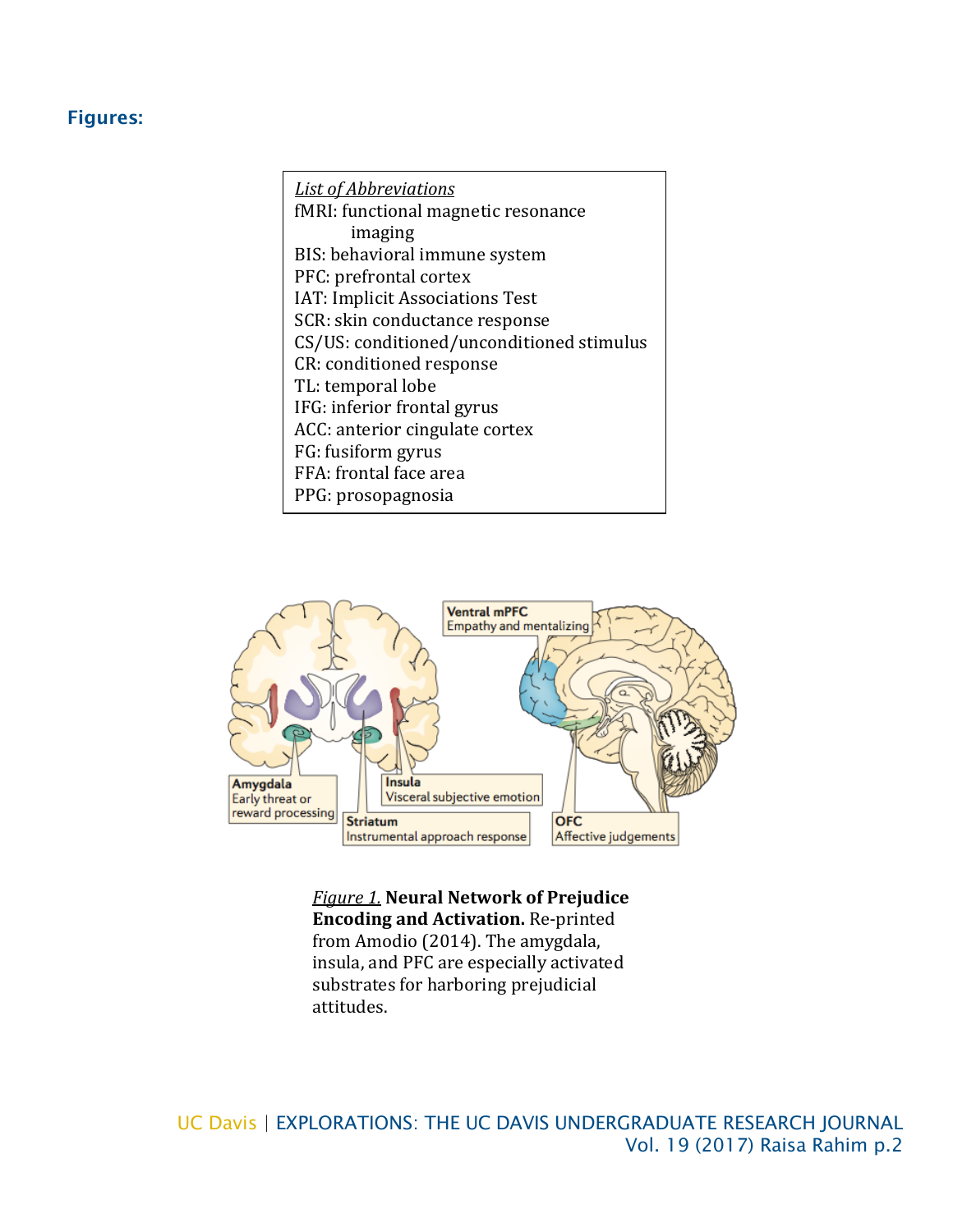## Figures:

*List of Abbreviations*
fMRI: functional magnetic resonance imaging
BIS: behavioral immune system
PFC: prefrontal cortex
IAT: Implicit Associations Test
SCR: skin conductance response
CS/US: conditioned/unconditioned stimulus
CR: conditioned response
TL: temporal lobe
IFG: inferior frontal gyrus
ACC: anterior cingulate cortex
FG: fusiform gyrus
FFA: frontal face area
PPG: prosopagnosia

*Figure 1.* **Neural Network of Prejudice Encoding and Activation.** Re-printed from Amodio (2014). The amygdala, insula, and PFC are especially activated substrates for harboring prejudicial attitudes.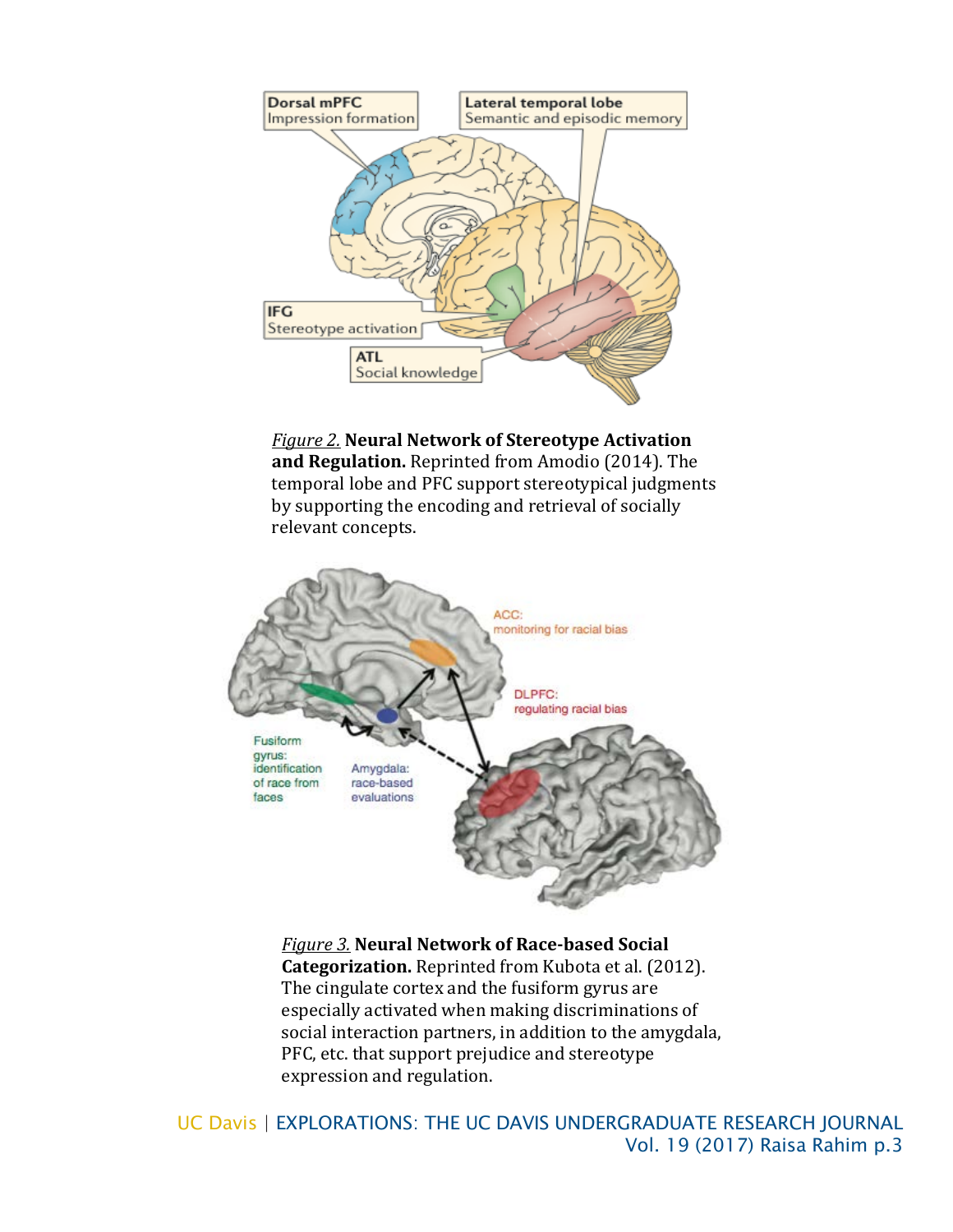Dorsal mPFC
Impression formation

Lateral temporal lobe
Semantic and episodic memory

IFG
Stereotype activation

ATL
Social knowledge

*Figure 2.* **Neural Network of Stereotype Activation and Regulation.** Reprinted from Amodio (2014). The temporal lobe and PFC support stereotypical judgments by supporting the encoding and retrieval of socially relevant concepts.

ACC:
monitoring for racial bias

DLPFC:
regulating racial bias

Fusiform gyrus:
identification of race from faces

Amygdala:
race-based evaluations

*Figure 3.* **Neural Network of Race-based Social Categorization.** Reprinted from Kubota et al. (2012). The cingulate cortex and the fusiform gyrus are especially activated when making discriminations of social interaction partners, in addition to the amygdala, PFC, etc. that support prejudice and stereotype expression and regulation.